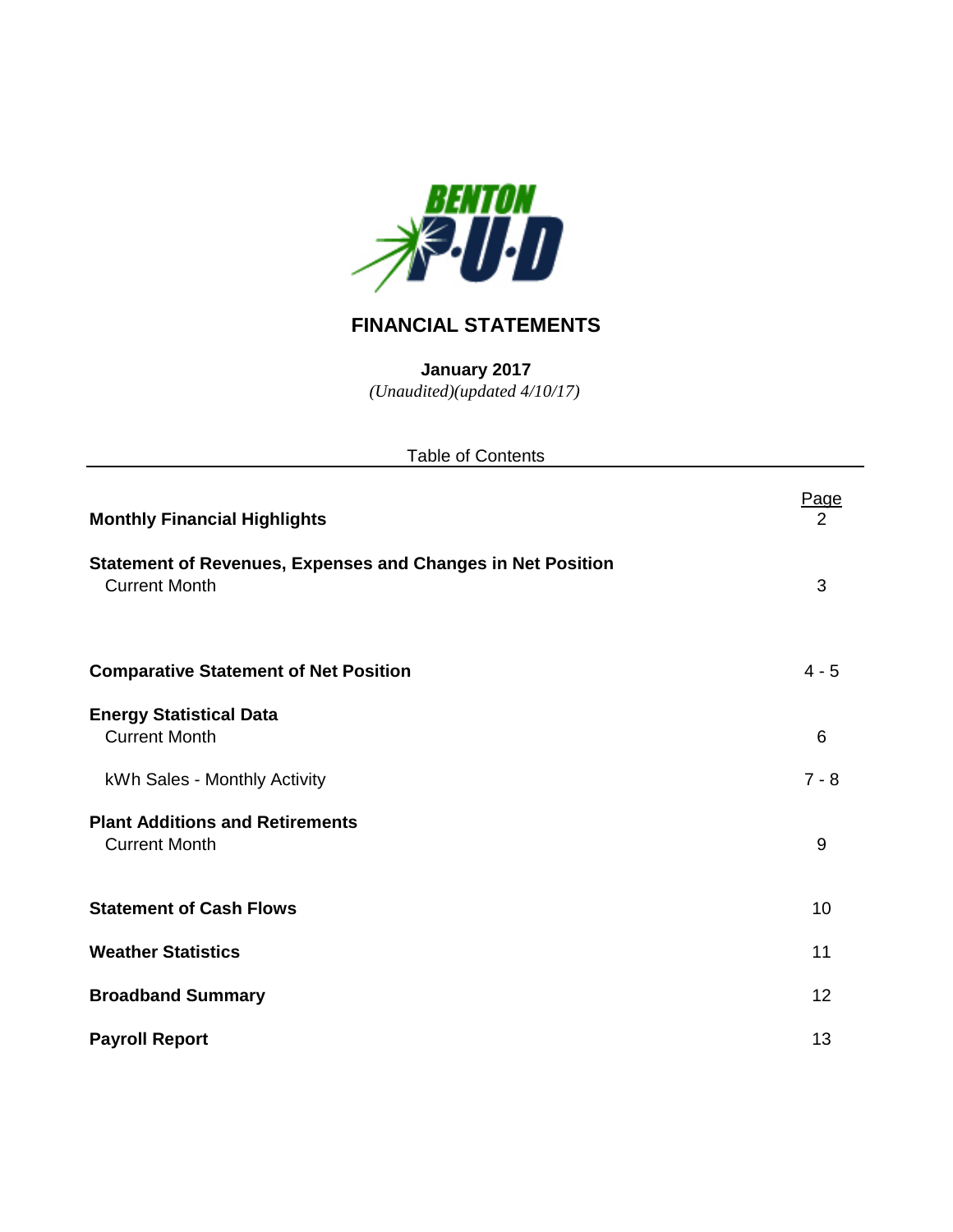BENTON P·U·D

# FINANCIAL STATEMENTS

**January 2017**

*(Unaudited)(updated 4/10/17)*

Table of Contents

| | Page |
|---|---|
| **Monthly Financial Highlights** | 2 |
| **Statement of Revenues, Expenses and Changes in Net Position** | |
| Current Month | 3 |
| **Comparative Statement of Net Position** | 4 - 5 |
| **Energy Statistical Data** | |
| Current Month | 6 |
| kWh Sales - Monthly Activity | 7 - 8 |
| **Plant Additions and Retirements** | |
| Current Month | 9 |
| **Statement of Cash Flows** | 10 |
| **Weather Statistics** | 11 |
| **Broadband Summary** | 12 |
| **Payroll Report** | 13 |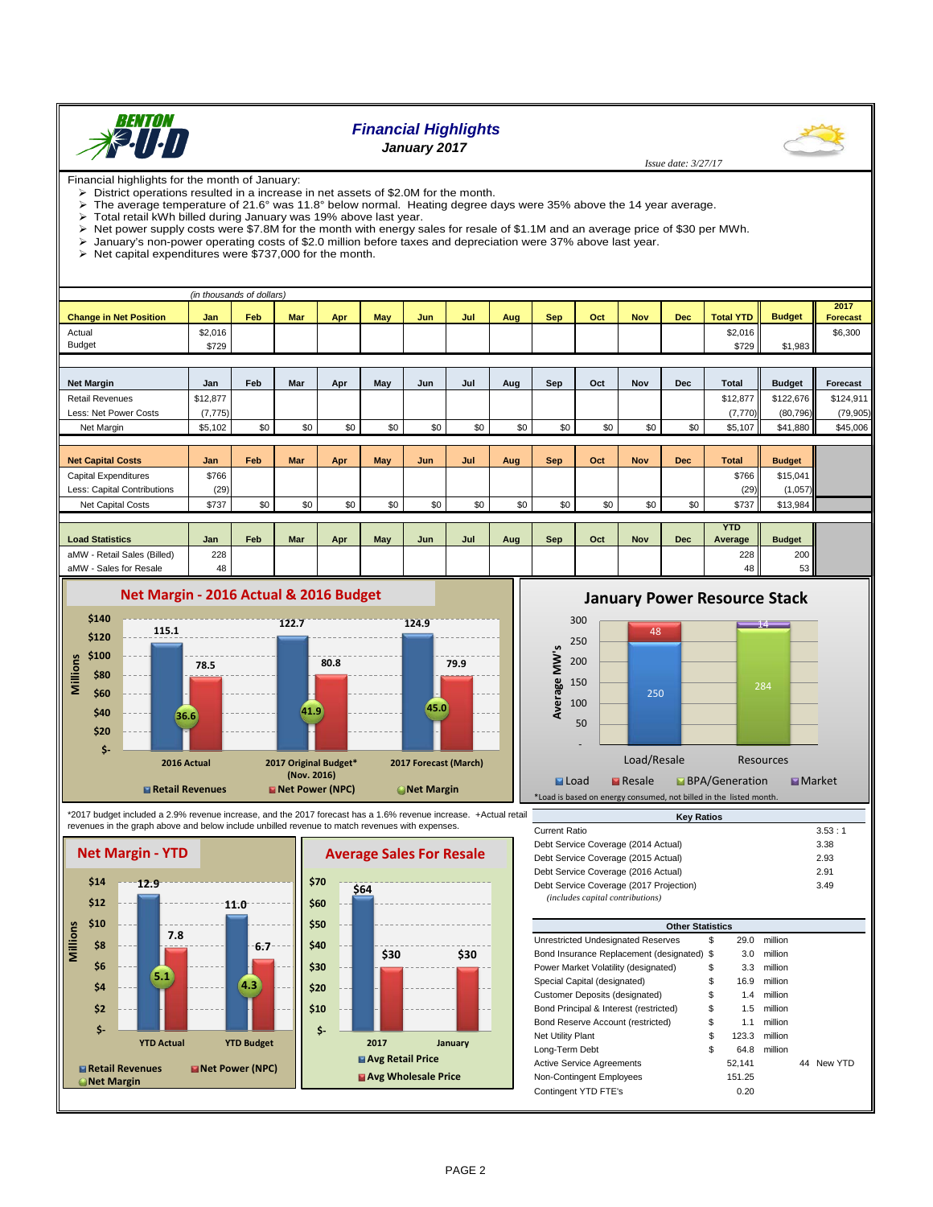# Financial Highlights

## January 2017

*Issue date: 3/27/17*

Financial highlights for the month of January:

- District operations resulted in a increase in net assets of $2.0M for the month.
- The average temperature of 21.6° was 11.8° below normal. Heating degree days were 35% above the 14 year average.
- Total retail kWh billed during January was 19% above last year.
- Net power supply costs were $7.8M for the month with energy sales for resale of $1.1M and an average price of $30 per MWh.
- January's non-power operating costs of $2.0 million before taxes and depreciation were 37% above last year.
- Net capital expenditures were $737,000 for the month.

*(in thousands of dollars)*

| Change in Net Position | Jan | Feb | Mar | Apr | May | Jun | Jul | Aug | Sep | Oct | Nov | Dec | Total YTD | Budget | 2017 Forecast |
|---|---|---|---|---|---|---|---|---|---|---|---|---|---|---|---|
| Actual | $2,016 | | | | | | | | | | | | $2,016 | | $6,300 |
| Budget | $729 | | | | | | | | | | | | $729 | $1,983 | |

| Net Margin | Jan | Feb | Mar | Apr | May | Jun | Jul | Aug | Sep | Oct | Nov | Dec | Total | Budget | Forecast |
|---|---|---|---|---|---|---|---|---|---|---|---|---|---|---|---|
| Retail Revenues | $12,877 | | | | | | | | | | | | $12,877 | $122,676 | $124,911 |
| Less: Net Power Costs | (7,775) | | | | | | | | | | | | (7,770) | (80,796) | (79,905) |
| Net Margin | $5,102 | $0 | $0 | $0 | $0 | $0 | $0 | $0 | $0 | $0 | $0 | $0 | $5,107 | $41,880 | $45,006 |

| Net Capital Costs | Jan | Feb | Mar | Apr | May | Jun | Jul | Aug | Sep | Oct | Nov | Dec | Total | Budget |
|---|---|---|---|---|---|---|---|---|---|---|---|---|---|---|
| Capital Expenditures | $766 | | | | | | | | | | | | $766 | $15,041 |
| Less: Capital Contributions | (29) | | | | | | | | | | | | (29) | (1,057) |
| Net Capital Costs | $737 | $0 | $0 | $0 | $0 | $0 | $0 | $0 | $0 | $0 | $0 | $0 | $737 | $13,984 |

| Load Statistics | Jan | Feb | Mar | Apr | May | Jun | Jul | Aug | Sep | Oct | Nov | Dec | YTD Average | Budget |
|---|---|---|---|---|---|---|---|---|---|---|---|---|---|---|
| aMW - Retail Sales (Billed) | 228 | | | | | | | | | | | | 228 | 200 |
| aMW - Sales for Resale | 48 | | | | | | | | | | | | 48 | 53 |

### Net Margin - 2016 Actual & 2016 Budget

| (Millions) | Retail Revenues | Net Power (NPC) | Net Margin |
|---|---|---|---|
| 2016 Actual | 115.1 | 78.5 | 36.6 |
| 2017 Original Budget* (Nov. 2016) | 122.7 | 80.8 | 41.9 |
| 2017 Forecast (March) | 124.9 | 79.9 | 45.0 |

### January Power Resource Stack

| Average MW's | Load | Resale | BPA/Generation | Market |
|---|---|---|---|---|
| Load/Resale | 250 | 48 | | |
| Resources | | | 284 | 14 |

*Load is based on energy consumed, not billed in the listed month.

*2017 budget included a 2.9% revenue increase, and the 2017 forecast has a 1.6% revenue increase. +Actual retail revenues in the graph above and below include unbilled revenue to match revenues with expenses.

### Net Margin - YTD

| (Millions) | Retail Revenues | Net Power (NPC) | Net Margin |
|---|---|---|---|
| YTD Actual | 12.9 | 7.8 | 5.1 |
| YTD Budget | 11.0 | 6.7 | 4.3 |

### Average Sales For Resale

| | Avg Retail Price | Avg Wholesale Price |
|---|---|---|
| 2017 | $64 | $30 |
| January | | $30 |

| Key Ratios | |
|---|---|
| Current Ratio | 3.53 : 1 |
| Debt Service Coverage (2014 Actual) | 3.38 |
| Debt Service Coverage (2015 Actual) | 2.93 |
| Debt Service Coverage (2016 Actual) | 2.91 |
| Debt Service Coverage (2017 Projection) | 3.49 |
| *(includes capital contributions)* | |

| Other Statistics | | | | |
|---|---|---|---|---|
| Unrestricted Undesignated Reserves | $ | 29.0 | million | |
| Bond Insurance Replacement (designated) | $ | 3.0 | million | |
| Power Market Volatility (designated) | $ | 3.3 | million | |
| Special Capital (designated) | $ | 16.9 | million | |
| Customer Deposits (designated) | $ | 1.4 | million | |
| Bond Principal & Interest (restricted) | $ | 1.5 | million | |
| Bond Reserve Account (restricted) | $ | 1.1 | million | |
| Net Utility Plant | $ | 123.3 | million | |
| Long-Term Debt | $ | 64.8 | million | |
| Active Service Agreements | | 52,141 | | 44 New YTD |
| Non-Contingent Employees | | 151.25 | | |
| Contingent YTD FTE's | | 0.20 | | |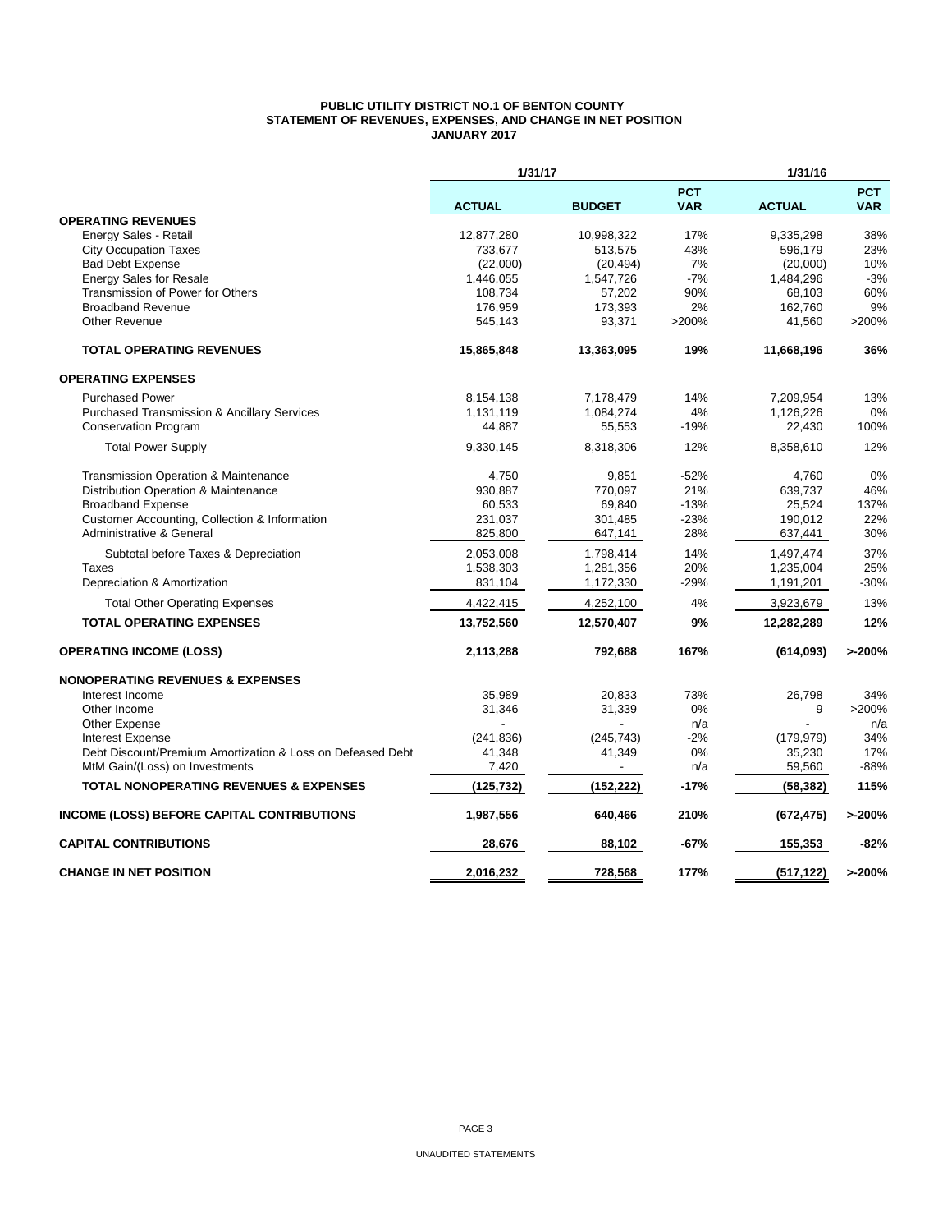# PUBLIC UTILITY DISTRICT NO.1 OF BENTON COUNTY
## STATEMENT OF REVENUES, EXPENSES, AND CHANGE IN NET POSITION
### JANUARY 2017

| | 1/31/17 | | | 1/31/16 | |
|---|---|---|---|---|---|
| | **ACTUAL** | **BUDGET** | **PCT VAR** | **ACTUAL** | **PCT VAR** |
| **OPERATING REVENUES** | | | | | |
| Energy Sales - Retail | 12,877,280 | 10,998,322 | 17% | 9,335,298 | 38% |
| City Occupation Taxes | 733,677 | 513,575 | 43% | 596,179 | 23% |
| Bad Debt Expense | (22,000) | (20,494) | 7% | (20,000) | 10% |
| Energy Sales for Resale | 1,446,055 | 1,547,726 | -7% | 1,484,296 | -3% |
| Transmission of Power for Others | 108,734 | 57,202 | 90% | 68,103 | 60% |
| Broadband Revenue | 176,959 | 173,393 | 2% | 162,760 | 9% |
| Other Revenue | 545,143 | 93,371 | >200% | 41,560 | >200% |
| **TOTAL OPERATING REVENUES** | **15,865,848** | **13,363,095** | **19%** | **11,668,196** | **36%** |
| **OPERATING EXPENSES** | | | | | |
| Purchased Power | 8,154,138 | 7,178,479 | 14% | 7,209,954 | 13% |
| Purchased Transmission & Ancillary Services | 1,131,119 | 1,084,274 | 4% | 1,126,226 | 0% |
| Conservation Program | 44,887 | 55,553 | -19% | 22,430 | 100% |
| Total Power Supply | 9,330,145 | 8,318,306 | 12% | 8,358,610 | 12% |
| Transmission Operation & Maintenance | 4,750 | 9,851 | -52% | 4,760 | 0% |
| Distribution Operation & Maintenance | 930,887 | 770,097 | 21% | 639,737 | 46% |
| Broadband Expense | 60,533 | 69,840 | -13% | 25,524 | 137% |
| Customer Accounting, Collection & Information | 231,037 | 301,485 | -23% | 190,012 | 22% |
| Administrative & General | 825,800 | 647,141 | 28% | 637,441 | 30% |
| Subtotal before Taxes & Depreciation | 2,053,008 | 1,798,414 | 14% | 1,497,474 | 37% |
| Taxes | 1,538,303 | 1,281,356 | 20% | 1,235,004 | 25% |
| Depreciation & Amortization | 831,104 | 1,172,330 | -29% | 1,191,201 | -30% |
| Total Other Operating Expenses | 4,422,415 | 4,252,100 | 4% | 3,923,679 | 13% |
| **TOTAL OPERATING EXPENSES** | **13,752,560** | **12,570,407** | **9%** | **12,282,289** | **12%** |
| **OPERATING INCOME (LOSS)** | **2,113,288** | **792,688** | **167%** | **(614,093)** | **>-200%** |
| **NONOPERATING REVENUES & EXPENSES** | | | | | |
| Interest Income | 35,989 | 20,833 | 73% | 26,798 | 34% |
| Other Income | 31,346 | 31,339 | 0% | 9 | >200% |
| Other Expense | - | - | n/a | - | n/a |
| Interest Expense | (241,836) | (245,743) | -2% | (179,979) | 34% |
| Debt Discount/Premium Amortization & Loss on Defeased Debt | 41,348 | 41,349 | 0% | 35,230 | 17% |
| MtM Gain/(Loss) on Investments | 7,420 | - | n/a | 59,560 | -88% |
| **TOTAL NONOPERATING REVENUES & EXPENSES** | **(125,732)** | **(152,222)** | **-17%** | **(58,382)** | **115%** |
| **INCOME (LOSS) BEFORE CAPITAL CONTRIBUTIONS** | **1,987,556** | **640,466** | **210%** | **(672,475)** | **>-200%** |
| **CAPITAL CONTRIBUTIONS** | **28,676** | **88,102** | **-67%** | **155,353** | **-82%** |
| **CHANGE IN NET POSITION** | **2,016,232** | **728,568** | **177%** | **(517,122)** | **>-200%** |

UNAUDITED STATEMENTS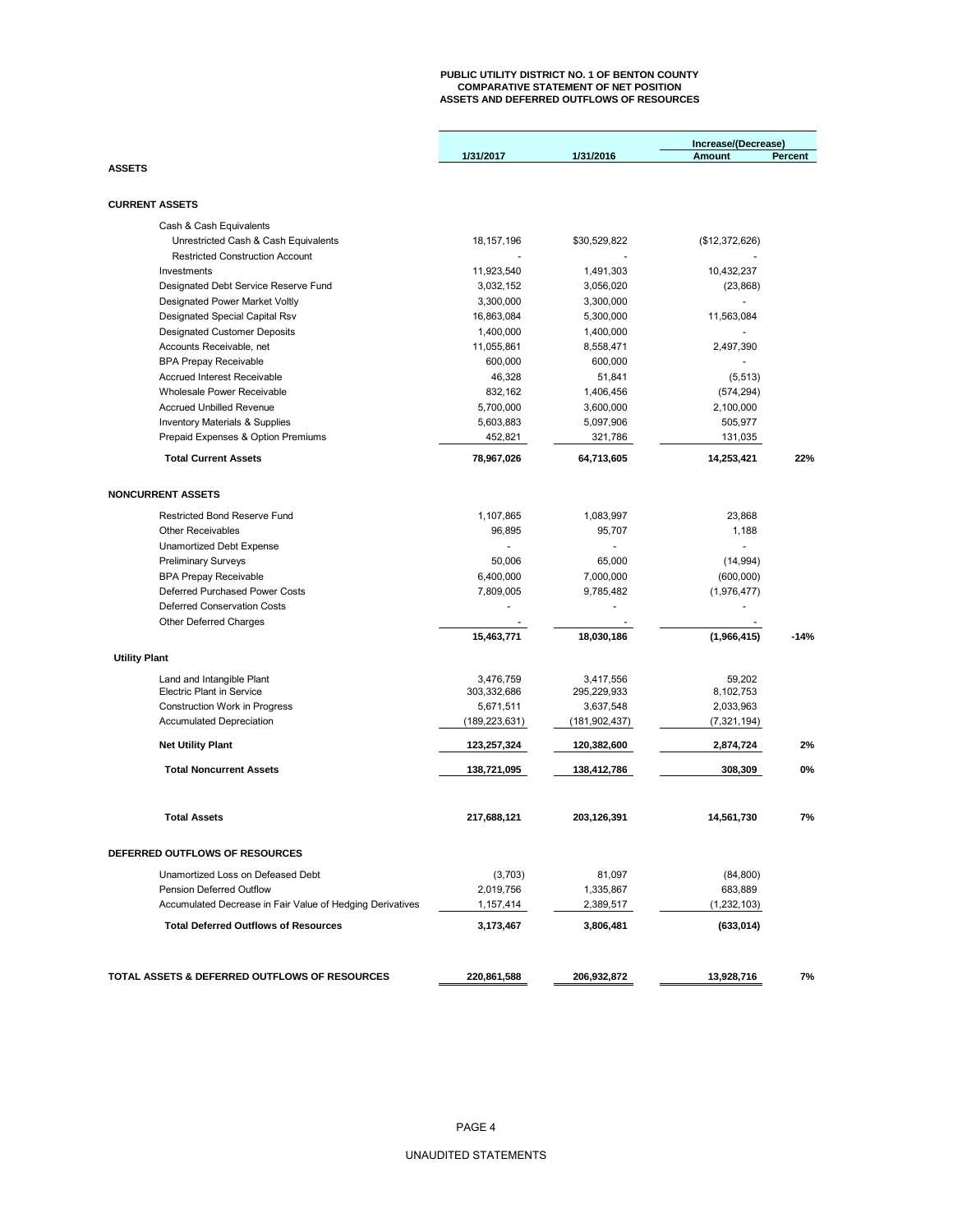**PUBLIC UTILITY DISTRICT NO. 1 OF BENTON COUNTY**
**COMPARATIVE STATEMENT OF NET POSITION**
**ASSETS AND DEFERRED OUTFLOWS OF RESOURCES**

| | 1/31/2017 | 1/31/2016 | Increase/(Decrease) Amount | Percent |
|---|---|---|---|---|
| **ASSETS** | | | | |
| **CURRENT ASSETS** | | | | |
| Cash & Cash Equivalents | | | | |
| Unrestricted Cash & Cash Equivalents | 18,157,196 | $30,529,822 | ($12,372,626) | |
| Restricted Construction Account | - | - | - | |
| Investments | 11,923,540 | 1,491,303 | 10,432,237 | |
| Designated Debt Service Reserve Fund | 3,032,152 | 3,056,020 | (23,868) | |
| Designated Power Market Voltly | 3,300,000 | 3,300,000 | - | |
| Designated Special Capital Rsv | 16,863,084 | 5,300,000 | 11,563,084 | |
| Designated Customer Deposits | 1,400,000 | 1,400,000 | - | |
| Accounts Receivable, net | 11,055,861 | 8,558,471 | 2,497,390 | |
| BPA Prepay Receivable | 600,000 | 600,000 | - | |
| Accrued Interest Receivable | 46,328 | 51,841 | (5,513) | |
| Wholesale Power Receivable | 832,162 | 1,406,456 | (574,294) | |
| Accrued Unbilled Revenue | 5,700,000 | 3,600,000 | 2,100,000 | |
| Inventory Materials & Supplies | 5,603,883 | 5,097,906 | 505,977 | |
| Prepaid Expenses & Option Premiums | 452,821 | 321,786 | 131,035 | |
| **Total Current Assets** | **78,967,026** | **64,713,605** | **14,253,421** | **22%** |
| **NONCURRENT ASSETS** | | | | |
| Restricted Bond Reserve Fund | 1,107,865 | 1,083,997 | 23,868 | |
| Other Receivables | 96,895 | 95,707 | 1,188 | |
| Unamortized Debt Expense | - | - | - | |
| Preliminary Surveys | 50,006 | 65,000 | (14,994) | |
| BPA Prepay Receivable | 6,400,000 | 7,000,000 | (600,000) | |
| Deferred Purchased Power Costs | 7,809,005 | 9,785,482 | (1,976,477) | |
| Deferred Conservation Costs | - | - | - | |
| Other Deferred Charges | - | - | - | |
| | **15,463,771** | **18,030,186** | **(1,966,415)** | **-14%** |
| **Utility Plant** | | | | |
| Land and Intangible Plant | 3,476,759 | 3,417,556 | 59,202 | |
| Electric Plant in Service | 303,332,686 | 295,229,933 | 8,102,753 | |
| Construction Work in Progress | 5,671,511 | 3,637,548 | 2,033,963 | |
| Accumulated Depreciation | (189,223,631) | (181,902,437) | (7,321,194) | |
| **Net Utility Plant** | **123,257,324** | **120,382,600** | **2,874,724** | **2%** |
| **Total Noncurrent Assets** | **138,721,095** | **138,412,786** | **308,309** | **0%** |
| **Total Assets** | **217,688,121** | **203,126,391** | **14,561,730** | **7%** |
| **DEFERRED OUTFLOWS OF RESOURCES** | | | | |
| Unamortized Loss on Defeased Debt | (3,703) | 81,097 | (84,800) | |
| Pension Deferred Outflow | 2,019,756 | 1,335,867 | 683,889 | |
| Accumulated Decrease in Fair Value of Hedging Derivatives | 1,157,414 | 2,389,517 | (1,232,103) | |
| **Total Deferred Outflows of Resources** | **3,173,467** | **3,806,481** | **(633,014)** | |
| **TOTAL ASSETS & DEFERRED OUTFLOWS OF RESOURCES** | **220,861,588** | **206,932,872** | **13,928,716** | **7%** |

UNAUDITED STATEMENTS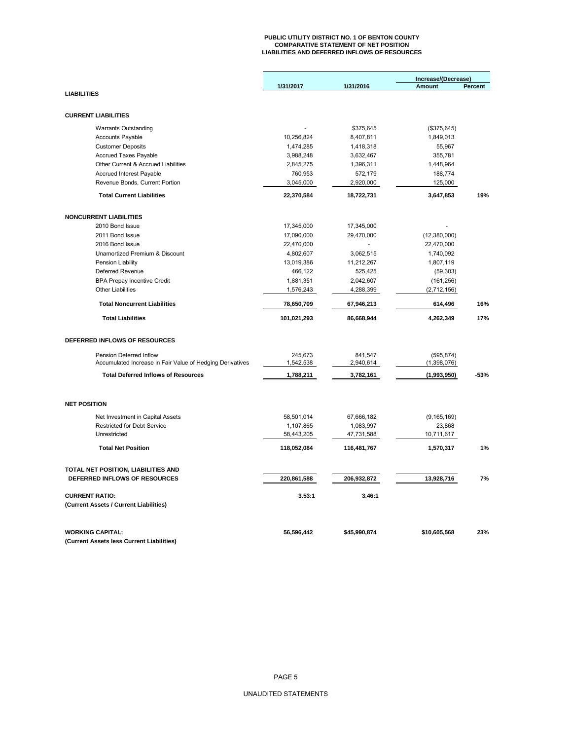**PUBLIC UTILITY DISTRICT NO. 1 OF BENTON COUNTY**
**COMPARATIVE STATEMENT OF NET POSITION**
**LIABILITIES AND DEFERRED INFLOWS OF RESOURCES**

| | 1/31/2017 | 1/31/2016 | Increase/(Decrease) Amount | Percent |
|---|---|---|---|---|
| **LIABILITIES** | | | | |
| **CURRENT LIABILITIES** | | | | |
| Warrants Outstanding | - | $375,645 | ($375,645) | |
| Accounts Payable | 10,256,824 | 8,407,811 | 1,849,013 | |
| Customer Deposits | 1,474,285 | 1,418,318 | 55,967 | |
| Accrued Taxes Payable | 3,988,248 | 3,632,467 | 355,781 | |
| Other Current & Accrued Liabilities | 2,845,275 | 1,396,311 | 1,448,964 | |
| Accrued Interest Payable | 760,953 | 572,179 | 188,774 | |
| Revenue Bonds, Current Portion | 3,045,000 | 2,920,000 | 125,000 | |
| **Total Current Liabilities** | **22,370,584** | **18,722,731** | **3,647,853** | **19%** |
| **NONCURRENT LIABILITIES** | | | | |
| 2010 Bond Issue | 17,345,000 | 17,345,000 | - | |
| 2011 Bond Issue | 17,090,000 | 29,470,000 | (12,380,000) | |
| 2016 Bond Issue | 22,470,000 | - | 22,470,000 | |
| Unamortized Premium & Discount | 4,802,607 | 3,062,515 | 1,740,092 | |
| Pension Liability | 13,019,386 | 11,212,267 | 1,807,119 | |
| Deferred Revenue | 466,122 | 525,425 | (59,303) | |
| BPA Prepay Incentive Credit | 1,881,351 | 2,042,607 | (161,256) | |
| Other Liabilities | 1,576,243 | 4,288,399 | (2,712,156) | |
| **Total Noncurrent Liabilities** | **78,650,709** | **67,946,213** | **614,496** | **16%** |
| **Total Liabilities** | **101,021,293** | **86,668,944** | **4,262,349** | **17%** |
| **DEFERRED INFLOWS OF RESOURCES** | | | | |
| Pension Deferred Inflow | 245,673 | 841,547 | (595,874) | |
| Accumulated Increase in Fair Value of Hedging Derivatives | 1,542,538 | 2,940,614 | (1,398,076) | |
| **Total Deferred Inflows of Resources** | **1,788,211** | **3,782,161** | **(1,993,950)** | **-53%** |
| **NET POSITION** | | | | |
| Net Investment in Capital Assets | 58,501,014 | 67,666,182 | (9,165,169) | |
| Restricted for Debt Service | 1,107,865 | 1,083,997 | 23,868 | |
| Unrestricted | 58,443,205 | 47,731,588 | 10,711,617 | |
| **Total Net Position** | **118,052,084** | **116,481,767** | **1,570,317** | **1%** |
| **TOTAL NET POSITION, LIABILITIES AND DEFERRED INFLOWS OF RESOURCES** | **220,861,588** | **206,932,872** | **13,928,716** | **7%** |
| **CURRENT RATIO:** **(Current Assets / Current Liabilities)** | **3.53:1** | **3.46:1** | | |
| **WORKING CAPITAL:** **(Current Assets less Current Liabilities)** | **56,596,442** | **$45,990,874** | **$10,605,568** | **23%** |

UNAUDITED STATEMENTS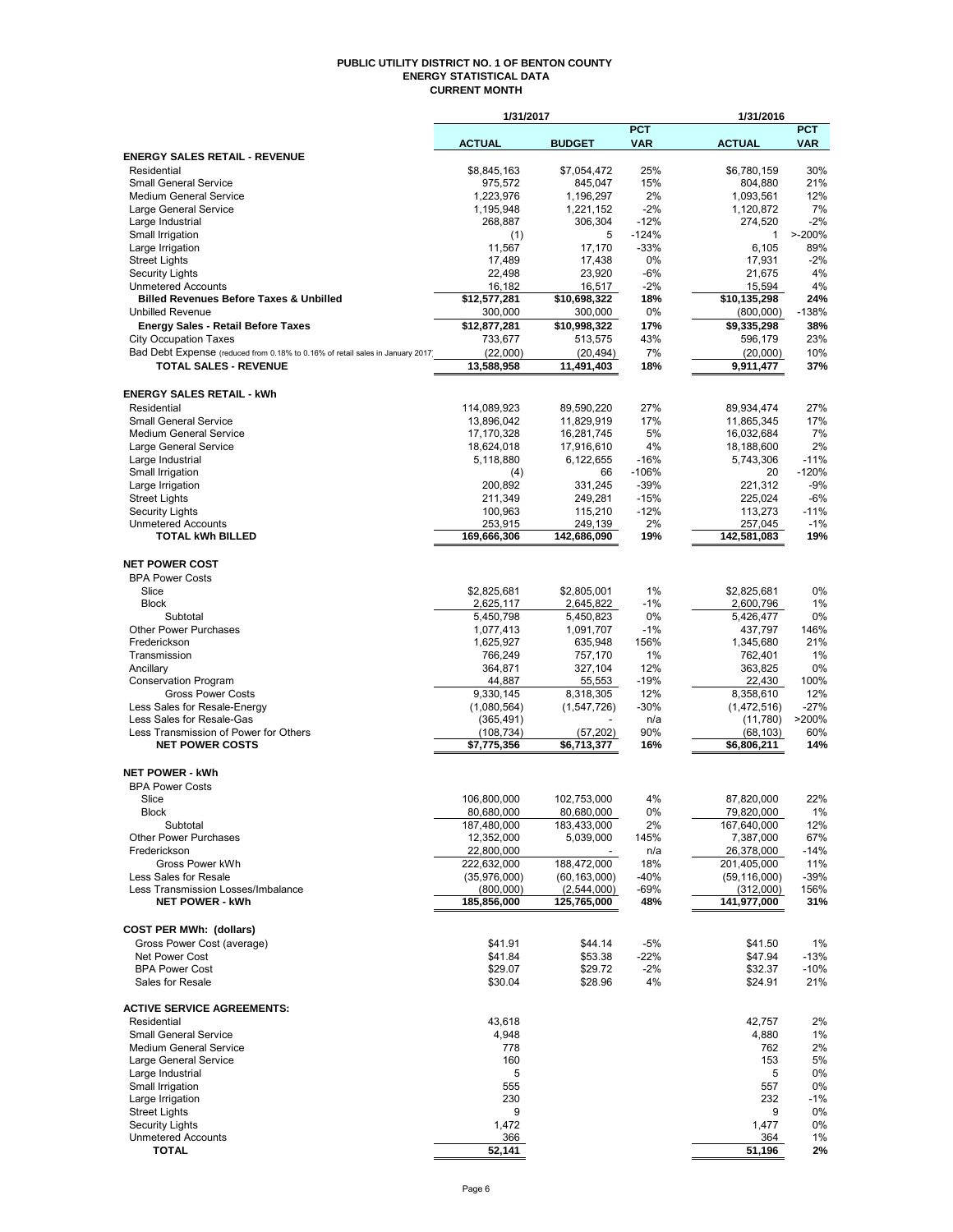# PUBLIC UTILITY DISTRICT NO. 1 OF BENTON COUNTY
## ENERGY STATISTICAL DATA
### CURRENT MONTH

| | 1/31/2017 | | | 1/31/2016 | |
|---|---|---|---|---|---|
| | ACTUAL | BUDGET | PCT VAR | ACTUAL | PCT VAR |
| **ENERGY SALES RETAIL - REVENUE** | | | | | |
| Residential | $8,845,163 | $7,054,472 | 25% | $6,780,159 | 30% |
| Small General Service | 975,572 | 845,047 | 15% | 804,880 | 21% |
| Medium General Service | 1,223,976 | 1,196,297 | 2% | 1,093,561 | 12% |
| Large General Service | 1,195,948 | 1,221,152 | -2% | 1,120,872 | 7% |
| Large Industrial | 268,887 | 306,304 | -12% | 274,520 | -2% |
| Small Irrigation | (1) | 5 | -124% | 1 | >-200% |
| Large Irrigation | 11,567 | 17,170 | -33% | 6,105 | 89% |
| Street Lights | 17,489 | 17,438 | 0% | 17,931 | -2% |
| Security Lights | 22,498 | 23,920 | -6% | 21,675 | 4% |
| Unmetered Accounts | 16,182 | 16,517 | -2% | 15,594 | 4% |
| **Billed Revenues Before Taxes & Unbilled** | **$12,577,281** | **$10,698,322** | **18%** | **$10,135,298** | **24%** |
| Unbilled Revenue | 300,000 | 300,000 | 0% | (800,000) | -138% |
| **Energy Sales - Retail Before Taxes** | **$12,877,281** | **$10,998,322** | **17%** | **$9,335,298** | **38%** |
| City Occupation Taxes | 733,677 | 513,575 | 43% | 596,179 | 23% |
| Bad Debt Expense (reduced from 0.18% to 0.16% of retail sales in January 2017) | (22,000) | (20,494) | 7% | (20,000) | 10% |
| **TOTAL SALES - REVENUE** | **13,588,958** | **11,491,403** | **18%** | **9,911,477** | **37%** |
| **ENERGY SALES RETAIL - kWh** | | | | | |
| Residential | 114,089,923 | 89,590,220 | 27% | 89,934,474 | 27% |
| Small General Service | 13,896,042 | 11,829,919 | 17% | 11,865,345 | 17% |
| Medium General Service | 17,170,328 | 16,281,745 | 5% | 16,032,684 | 7% |
| Large General Service | 18,624,018 | 17,916,610 | 4% | 18,188,600 | 2% |
| Large Industrial | 5,118,880 | 6,122,655 | -16% | 5,743,306 | -11% |
| Small Irrigation | (4) | 66 | -106% | 20 | -120% |
| Large Irrigation | 200,892 | 331,245 | -39% | 221,312 | -9% |
| Street Lights | 211,349 | 249,281 | -15% | 225,024 | -6% |
| Security Lights | 100,963 | 115,210 | -12% | 113,273 | -11% |
| Unmetered Accounts | 253,915 | 249,139 | 2% | 257,045 | -1% |
| **TOTAL kWh BILLED** | **169,666,306** | **142,686,090** | **19%** | **142,581,083** | **19%** |
| **NET POWER COST** | | | | | |
| BPA Power Costs | | | | | |
| Slice | $2,825,681 | $2,805,001 | 1% | $2,825,681 | 0% |
| Block | 2,625,117 | 2,645,822 | -1% | 2,600,796 | 1% |
| Subtotal | 5,450,798 | 5,450,823 | 0% | 5,426,477 | 0% |
| Other Power Purchases | 1,077,413 | 1,091,707 | -1% | 437,797 | 146% |
| Frederickson | 1,625,927 | 635,948 | 156% | 1,345,680 | 21% |
| Transmission | 766,249 | 757,170 | 1% | 762,401 | 1% |
| Ancillary | 364,871 | 327,104 | 12% | 363,825 | 0% |
| Conservation Program | 44,887 | 55,553 | -19% | 22,430 | 100% |
| Gross Power Costs | 9,330,145 | 8,318,305 | 12% | 8,358,610 | 12% |
| Less Sales for Resale-Energy | (1,080,564) | (1,547,726) | -30% | (1,472,516) | -27% |
| Less Sales for Resale-Gas | (365,491) | - | n/a | (11,780) | >200% |
| Less Transmission of Power for Others | (108,734) | (57,202) | 90% | (68,103) | 60% |
| **NET POWER COSTS** | **$7,775,356** | **$6,713,377** | **16%** | **$6,806,211** | **14%** |
| **NET POWER - kWh** | | | | | |
| BPA Power Costs | | | | | |
| Slice | 106,800,000 | 102,753,000 | 4% | 87,820,000 | 22% |
| Block | 80,680,000 | 80,680,000 | 0% | 79,820,000 | 1% |
| Subtotal | 187,480,000 | 183,433,000 | 2% | 167,640,000 | 12% |
| Other Power Purchases | 12,352,000 | 5,039,000 | 145% | 7,387,000 | 67% |
| Frederickson | 22,800,000 | - | n/a | 26,378,000 | -14% |
| Gross Power kWh | 222,632,000 | 188,472,000 | 18% | 201,405,000 | 11% |
| Less Sales for Resale | (35,976,000) | (60,163,000) | -40% | (59,116,000) | -39% |
| Less Transmission Losses/Imbalance | (800,000) | (2,544,000) | -69% | (312,000) | 156% |
| **NET POWER - kWh** | **185,856,000** | **125,765,000** | **48%** | **141,977,000** | **31%** |
| **COST PER MWh: (dollars)** | | | | | |
| Gross Power Cost (average) | $41.91 | $44.14 | -5% | $41.50 | 1% |
| Net Power Cost | $41.84 | $53.38 | -22% | $47.94 | -13% |
| BPA Power Cost | $29.07 | $29.72 | -2% | $32.37 | -10% |
| Sales for Resale | $30.04 | $28.96 | 4% | $24.91 | 21% |
| **ACTIVE SERVICE AGREEMENTS:** | | | | | |
| Residential | 43,618 | | | 42,757 | 2% |
| Small General Service | 4,948 | | | 4,880 | 1% |
| Medium General Service | 778 | | | 762 | 2% |
| Large General Service | 160 | | | 153 | 5% |
| Large Industrial | 5 | | | 5 | 0% |
| Small Irrigation | 555 | | | 557 | 0% |
| Large Irrigation | 230 | | | 232 | -1% |
| Street Lights | 9 | | | 9 | 0% |
| Security Lights | 1,472 | | | 1,477 | 0% |
| Unmetered Accounts | 366 | | | 364 | 1% |
| **TOTAL** | **52,141** | | | **51,196** | **2%** |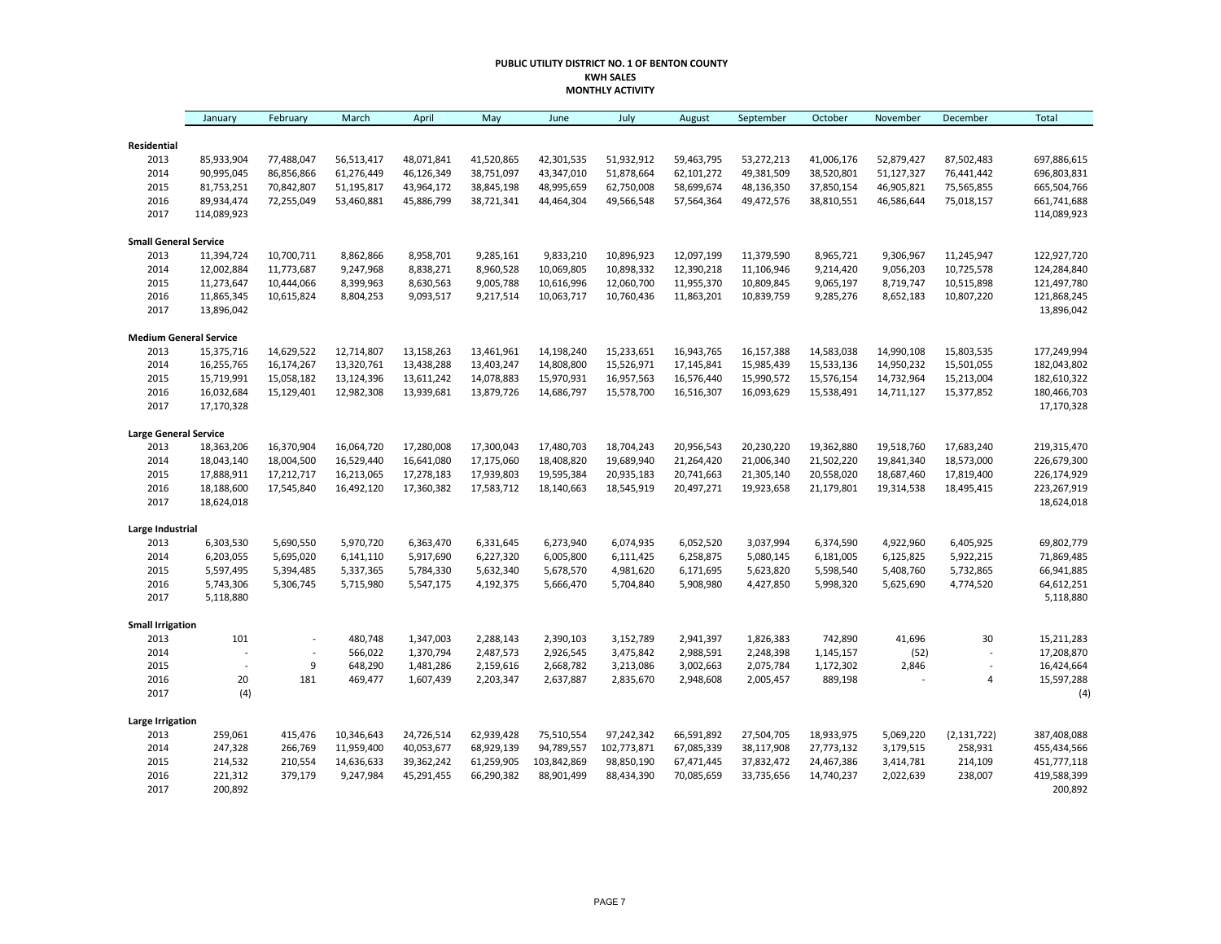**PUBLIC UTILITY DISTRICT NO. 1 OF BENTON COUNTY**
**KWH SALES**
**MONTHLY ACTIVITY**

| | January | February | March | April | May | June | July | August | September | October | November | December | Total |
|---|---|---|---|---|---|---|---|---|---|---|---|---|---|
| **Residential** | | | | | | | | | | | | | |
| 2013 | 85,933,904 | 77,488,047 | 56,513,417 | 48,071,841 | 41,520,865 | 42,301,535 | 51,932,912 | 59,463,795 | 53,272,213 | 41,006,176 | 52,879,427 | 87,502,483 | 697,886,615 |
| 2014 | 90,995,045 | 86,856,866 | 61,276,449 | 46,126,349 | 38,751,097 | 43,347,010 | 51,878,664 | 62,101,272 | 49,381,509 | 38,520,801 | 51,127,327 | 76,441,442 | 696,803,831 |
| 2015 | 81,753,251 | 70,842,807 | 51,195,817 | 43,964,172 | 38,845,198 | 48,995,659 | 62,750,008 | 58,699,674 | 48,136,350 | 37,850,154 | 46,905,821 | 75,565,855 | 665,504,766 |
| 2016 | 89,934,474 | 72,255,049 | 53,460,881 | 45,886,799 | 38,721,341 | 44,464,304 | 49,566,548 | 57,564,364 | 49,472,576 | 38,810,551 | 46,586,644 | 75,018,157 | 661,741,688 |
| 2017 | 114,089,923 | | | | | | | | | | | | 114,089,923 |
| **Small General Service** | | | | | | | | | | | | | |
| 2013 | 11,394,724 | 10,700,711 | 8,862,866 | 8,958,701 | 9,285,161 | 9,833,210 | 10,896,923 | 12,097,199 | 11,379,590 | 8,965,721 | 9,306,967 | 11,245,947 | 122,927,720 |
| 2014 | 12,002,884 | 11,773,687 | 9,247,968 | 8,838,271 | 8,960,528 | 10,069,805 | 10,898,332 | 12,390,218 | 11,106,946 | 9,214,420 | 9,056,203 | 10,725,578 | 124,284,840 |
| 2015 | 11,273,647 | 10,444,066 | 8,399,963 | 8,630,563 | 9,005,788 | 10,616,996 | 12,060,700 | 11,955,370 | 10,809,845 | 9,065,197 | 8,719,747 | 10,515,898 | 121,497,780 |
| 2016 | 11,865,345 | 10,615,824 | 8,804,253 | 9,093,517 | 9,217,514 | 10,063,717 | 10,760,436 | 11,863,201 | 10,839,759 | 9,285,276 | 8,652,183 | 10,807,220 | 121,868,245 |
| 2017 | 13,896,042 | | | | | | | | | | | | 13,896,042 |
| **Medium General Service** | | | | | | | | | | | | | |
| 2013 | 15,375,716 | 14,629,522 | 12,714,807 | 13,158,263 | 13,461,961 | 14,198,240 | 15,233,651 | 16,943,765 | 16,157,388 | 14,583,038 | 14,990,108 | 15,803,535 | 177,249,994 |
| 2014 | 16,255,765 | 16,174,267 | 13,320,761 | 13,438,288 | 13,403,247 | 14,808,800 | 15,526,971 | 17,145,841 | 15,985,439 | 15,533,136 | 14,950,232 | 15,501,055 | 182,043,802 |
| 2015 | 15,719,991 | 15,058,182 | 13,124,396 | 13,611,242 | 14,078,883 | 15,970,931 | 16,957,563 | 16,576,440 | 15,990,572 | 15,576,154 | 14,732,964 | 15,213,004 | 182,610,322 |
| 2016 | 16,032,684 | 15,129,401 | 12,982,308 | 13,939,681 | 13,879,726 | 14,686,797 | 15,578,700 | 16,516,307 | 16,093,629 | 15,538,491 | 14,711,127 | 15,377,852 | 180,466,703 |
| 2017 | 17,170,328 | | | | | | | | | | | | 17,170,328 |
| **Large General Service** | | | | | | | | | | | | | |
| 2013 | 18,363,206 | 16,370,904 | 16,064,720 | 17,280,008 | 17,300,043 | 17,480,703 | 18,704,243 | 20,956,543 | 20,230,220 | 19,362,880 | 19,518,760 | 17,683,240 | 219,315,470 |
| 2014 | 18,043,140 | 18,004,500 | 16,529,440 | 16,641,080 | 17,175,060 | 18,408,820 | 19,689,940 | 21,264,420 | 21,006,340 | 21,502,220 | 19,841,340 | 18,573,000 | 226,679,300 |
| 2015 | 17,888,911 | 17,212,717 | 16,213,065 | 17,278,183 | 17,939,803 | 19,595,384 | 20,935,183 | 20,741,663 | 21,305,140 | 20,558,020 | 18,687,460 | 17,819,400 | 226,174,929 |
| 2016 | 18,188,600 | 17,545,840 | 16,492,120 | 17,360,382 | 17,583,712 | 18,140,663 | 18,545,919 | 20,497,271 | 19,923,658 | 21,179,801 | 19,314,538 | 18,495,415 | 223,267,919 |
| 2017 | 18,624,018 | | | | | | | | | | | | 18,624,018 |
| **Large Industrial** | | | | | | | | | | | | | |
| 2013 | 6,303,530 | 5,690,550 | 5,970,720 | 6,363,470 | 6,331,645 | 6,273,940 | 6,074,935 | 6,052,520 | 3,037,994 | 6,374,590 | 4,922,960 | 6,405,925 | 69,802,779 |
| 2014 | 6,203,055 | 5,695,020 | 6,141,110 | 5,917,690 | 6,227,320 | 6,005,800 | 6,111,425 | 6,258,875 | 5,080,145 | 6,181,005 | 6,125,825 | 5,922,215 | 71,869,485 |
| 2015 | 5,597,495 | 5,394,485 | 5,337,365 | 5,784,330 | 5,632,340 | 5,678,570 | 4,981,620 | 6,171,695 | 5,623,820 | 5,598,540 | 5,408,760 | 5,732,865 | 66,941,885 |
| 2016 | 5,743,306 | 5,306,745 | 5,715,980 | 5,547,175 | 4,192,375 | 5,666,470 | 5,704,840 | 5,908,980 | 4,427,850 | 5,998,320 | 5,625,690 | 4,774,520 | 64,612,251 |
| 2017 | 5,118,880 | | | | | | | | | | | | 5,118,880 |
| **Small Irrigation** | | | | | | | | | | | | | |
| 2013 | 101 | - | 480,748 | 1,347,003 | 2,288,143 | 2,390,103 | 3,152,789 | 2,941,397 | 1,826,383 | 742,890 | 41,696 | 30 | 15,211,283 |
| 2014 | - | - | 566,022 | 1,370,794 | 2,487,573 | 2,926,545 | 3,475,842 | 2,988,591 | 2,248,398 | 1,145,157 | (52) | - | 17,208,870 |
| 2015 | - | 9 | 648,290 | 1,481,286 | 2,159,616 | 2,668,782 | 3,213,086 | 3,002,663 | 2,075,784 | 1,172,302 | 2,846 | - | 16,424,664 |
| 2016 | 20 | 181 | 469,477 | 1,607,439 | 2,203,347 | 2,637,887 | 2,835,670 | 2,948,608 | 2,005,457 | 889,198 | - | 4 | 15,597,288 |
| 2017 | (4) | | | | | | | | | | | | (4) |
| **Large Irrigation** | | | | | | | | | | | | | |
| 2013 | 259,061 | 415,476 | 10,346,643 | 24,726,514 | 62,939,428 | 75,510,554 | 97,242,342 | 66,591,892 | 27,504,705 | 18,933,975 | 5,069,220 | (2,131,722) | 387,408,088 |
| 2014 | 247,328 | 266,769 | 11,959,400 | 40,053,677 | 68,929,139 | 94,789,557 | 102,773,871 | 67,085,339 | 38,117,908 | 27,773,132 | 3,179,515 | 258,931 | 455,434,566 |
| 2015 | 214,532 | 210,554 | 14,636,633 | 39,362,242 | 61,259,905 | 103,842,869 | 98,850,190 | 67,471,445 | 37,832,472 | 24,467,386 | 3,414,781 | 214,109 | 451,777,118 |
| 2016 | 221,312 | 379,179 | 9,247,984 | 45,291,455 | 66,290,382 | 88,901,499 | 88,434,390 | 70,085,659 | 33,735,656 | 14,740,237 | 2,022,639 | 238,007 | 419,588,399 |
| 2017 | 200,892 | | | | | | | | | | | | 200,892 |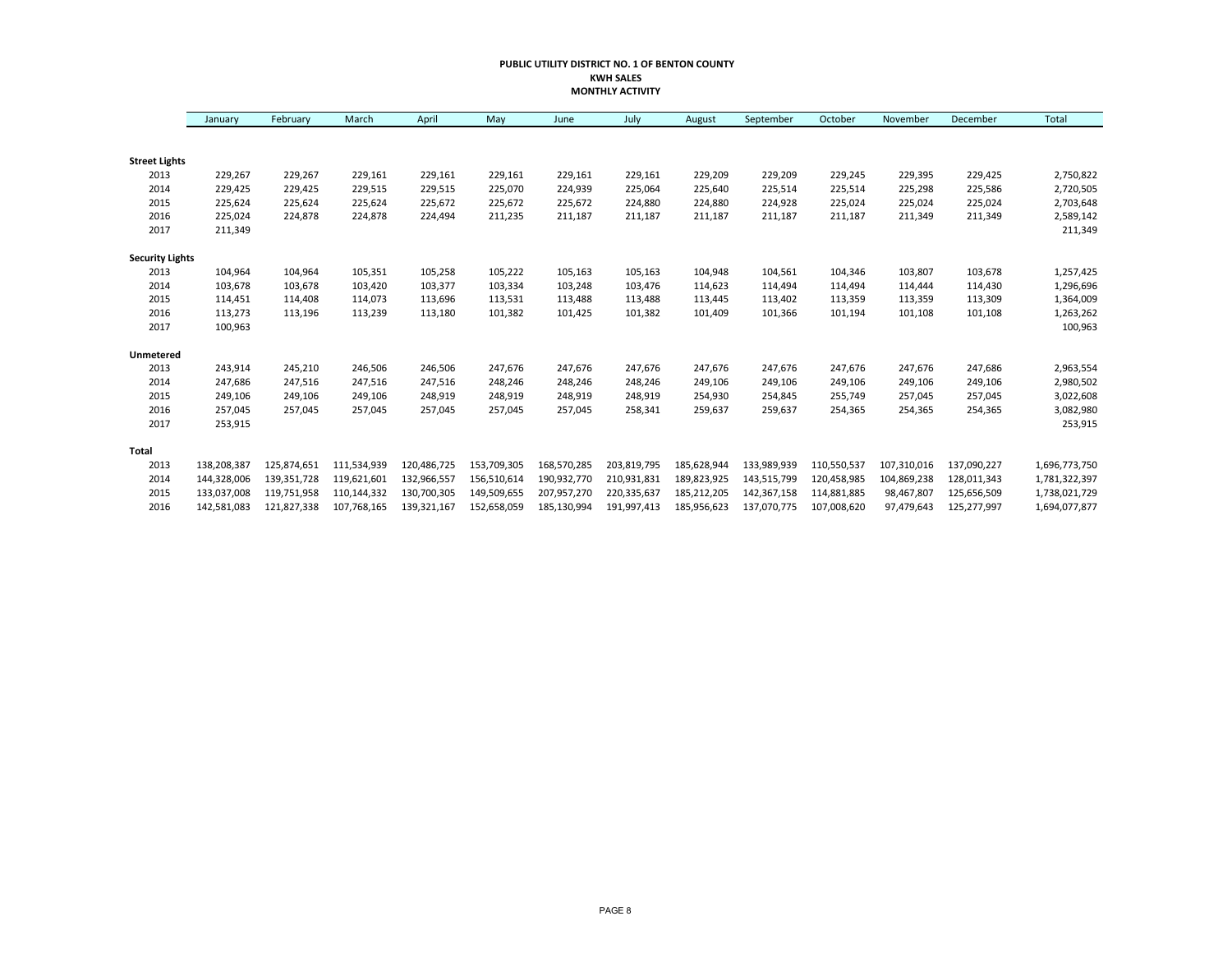**PUBLIC UTILITY DISTRICT NO. 1 OF BENTON COUNTY**
**KWH SALES**
**MONTHLY ACTIVITY**

| | January | February | March | April | May | June | July | August | September | October | November | December | Total |
|---|---|---|---|---|---|---|---|---|---|---|---|---|---|
| **Street Lights** | | | | | | | | | | | | | |
| 2013 | 229,267 | 229,267 | 229,161 | 229,161 | 229,161 | 229,161 | 229,161 | 229,209 | 229,209 | 229,245 | 229,395 | 229,425 | 2,750,822 |
| 2014 | 229,425 | 229,425 | 229,515 | 229,515 | 225,070 | 224,939 | 225,064 | 225,640 | 225,514 | 225,514 | 225,298 | 225,586 | 2,720,505 |
| 2015 | 225,624 | 225,624 | 225,624 | 225,672 | 225,672 | 225,672 | 224,880 | 224,880 | 224,928 | 225,024 | 225,024 | 225,024 | 2,703,648 |
| 2016 | 225,024 | 224,878 | 224,878 | 224,494 | 211,235 | 211,187 | 211,187 | 211,187 | 211,187 | 211,187 | 211,349 | 211,349 | 2,589,142 |
| 2017 | 211,349 | | | | | | | | | | | | 211,349 |
| **Security Lights** | | | | | | | | | | | | | |
| 2013 | 104,964 | 104,964 | 105,351 | 105,258 | 105,222 | 105,163 | 105,163 | 104,948 | 104,561 | 104,346 | 103,807 | 103,678 | 1,257,425 |
| 2014 | 103,678 | 103,678 | 103,420 | 103,377 | 103,334 | 103,248 | 103,476 | 114,623 | 114,494 | 114,494 | 114,444 | 114,430 | 1,296,696 |
| 2015 | 114,451 | 114,408 | 114,073 | 113,696 | 113,531 | 113,488 | 113,488 | 113,445 | 113,402 | 113,359 | 113,359 | 113,309 | 1,364,009 |
| 2016 | 113,273 | 113,196 | 113,239 | 113,180 | 101,382 | 101,425 | 101,382 | 101,409 | 101,366 | 101,194 | 101,108 | 101,108 | 1,263,262 |
| 2017 | 100,963 | | | | | | | | | | | | 100,963 |
| **Unmetered** | | | | | | | | | | | | | |
| 2013 | 243,914 | 245,210 | 246,506 | 246,506 | 247,676 | 247,676 | 247,676 | 247,676 | 247,676 | 247,676 | 247,676 | 247,686 | 2,963,554 |
| 2014 | 247,686 | 247,516 | 247,516 | 247,516 | 248,246 | 248,246 | 248,246 | 249,106 | 249,106 | 249,106 | 249,106 | 249,106 | 2,980,502 |
| 2015 | 249,106 | 249,106 | 249,106 | 248,919 | 248,919 | 248,919 | 248,919 | 254,930 | 254,845 | 255,749 | 257,045 | 257,045 | 3,022,608 |
| 2016 | 257,045 | 257,045 | 257,045 | 257,045 | 257,045 | 257,045 | 258,341 | 259,637 | 259,637 | 254,365 | 254,365 | 254,365 | 3,082,980 |
| 2017 | 253,915 | | | | | | | | | | | | 253,915 |
| **Total** | | | | | | | | | | | | | |
| 2013 | 138,208,387 | 125,874,651 | 111,534,939 | 120,486,725 | 153,709,305 | 168,570,285 | 203,819,795 | 185,628,944 | 133,989,939 | 110,550,537 | 107,310,016 | 137,090,227 | 1,696,773,750 |
| 2014 | 144,328,006 | 139,351,728 | 119,621,601 | 132,966,557 | 156,510,614 | 190,932,770 | 210,931,831 | 189,823,925 | 143,515,799 | 120,458,985 | 104,869,238 | 128,011,343 | 1,781,322,397 |
| 2015 | 133,037,008 | 119,751,958 | 110,144,332 | 130,700,305 | 149,509,655 | 207,957,270 | 220,335,637 | 185,212,205 | 142,367,158 | 114,881,885 | 98,467,807 | 125,656,509 | 1,738,021,729 |
| 2016 | 142,581,083 | 121,827,338 | 107,768,165 | 139,321,167 | 152,658,059 | 185,130,994 | 191,997,413 | 185,956,623 | 137,070,775 | 107,008,620 | 97,479,643 | 125,277,997 | 1,694,077,877 |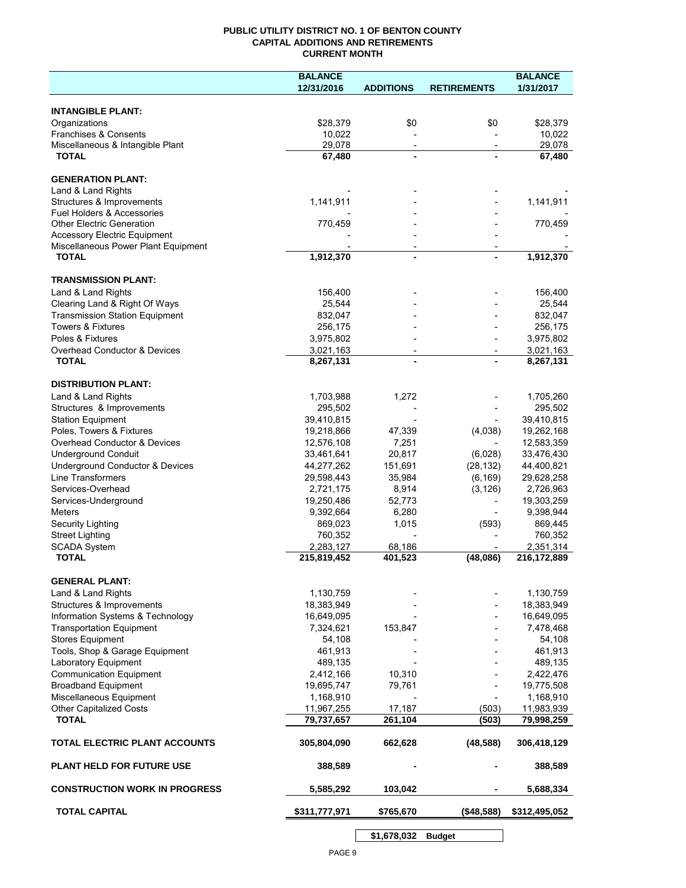# PUBLIC UTILITY DISTRICT NO. 1 OF BENTON COUNTY
## CAPITAL ADDITIONS AND RETIREMENTS
### CURRENT MONTH

| | BALANCE 12/31/2016 | ADDITIONS | RETIREMENTS | BALANCE 1/31/2017 |
|---|---|---|---|---|
| **INTANGIBLE PLANT:** | | | | |
| Organizations | $28,379 | $0 | $0 | $28,379 |
| Franchises & Consents | 10,022 | - | - | 10,022 |
| Miscellaneous & Intangible Plant | 29,078 | - | - | 29,078 |
| **TOTAL** | **67,480** | **-** | **-** | **67,480** |
| **GENERATION PLANT:** | | | | |
| Land & Land Rights | - | - | - | - |
| Structures & Improvements | 1,141,911 | - | - | 1,141,911 |
| Fuel Holders & Accessories | - | - | - | - |
| Other Electric Generation | 770,459 | - | - | 770,459 |
| Accessory Electric Equipment | - | - | - | - |
| Miscellaneous Power Plant Equipment | - | - | - | - |
| **TOTAL** | **1,912,370** | **-** | **-** | **1,912,370** |
| **TRANSMISSION PLANT:** | | | | |
| Land & Land Rights | 156,400 | - | - | 156,400 |
| Clearing Land & Right Of Ways | 25,544 | - | - | 25,544 |
| Transmission Station Equipment | 832,047 | - | - | 832,047 |
| Towers & Fixtures | 256,175 | - | - | 256,175 |
| Poles & Fixtures | 3,975,802 | - | - | 3,975,802 |
| Overhead Conductor & Devices | 3,021,163 | - | - | 3,021,163 |
| **TOTAL** | **8,267,131** | **-** | **-** | **8,267,131** |
| **DISTRIBUTION PLANT:** | | | | |
| Land & Land Rights | 1,703,988 | 1,272 | - | 1,705,260 |
| Structures & Improvements | 295,502 | - | - | 295,502 |
| Station Equipment | 39,410,815 | - | - | 39,410,815 |
| Poles, Towers & Fixtures | 19,218,866 | 47,339 | (4,038) | 19,262,168 |
| Overhead Conductor & Devices | 12,576,108 | 7,251 | - | 12,583,359 |
| Underground Conduit | 33,461,641 | 20,817 | (6,028) | 33,476,430 |
| Underground Conductor & Devices | 44,277,262 | 151,691 | (28,132) | 44,400,821 |
| Line Transformers | 29,598,443 | 35,984 | (6,169) | 29,628,258 |
| Services-Overhead | 2,721,175 | 8,914 | (3,126) | 2,726,963 |
| Services-Underground | 19,250,486 | 52,773 | - | 19,303,259 |
| Meters | 9,392,664 | 6,280 | - | 9,398,944 |
| Security Lighting | 869,023 | 1,015 | (593) | 869,445 |
| Street Lighting | 760,352 | - | - | 760,352 |
| SCADA System | 2,283,127 | 68,186 | - | 2,351,314 |
| **TOTAL** | **215,819,452** | **401,523** | **(48,086)** | **216,172,889** |
| **GENERAL PLANT:** | | | | |
| Land & Land Rights | 1,130,759 | - | - | 1,130,759 |
| Structures & Improvements | 18,383,949 | - | - | 18,383,949 |
| Information Systems & Technology | 16,649,095 | - | - | 16,649,095 |
| Transportation Equipment | 7,324,621 | 153,847 | - | 7,478,468 |
| Stores Equipment | 54,108 | - | - | 54,108 |
| Tools, Shop & Garage Equipment | 461,913 | - | - | 461,913 |
| Laboratory Equipment | 489,135 | - | - | 489,135 |
| Communication Equipment | 2,412,166 | 10,310 | - | 2,422,476 |
| Broadband Equipment | 19,695,747 | 79,761 | - | 19,775,508 |
| Miscellaneous Equipment | 1,168,910 | - | - | 1,168,910 |
| Other Capitalized Costs | 11,967,255 | 17,187 | (503) | 11,983,939 |
| **TOTAL** | **79,737,657** | **261,104** | **(503)** | **79,998,259** |
| **TOTAL ELECTRIC PLANT ACCOUNTS** | **305,804,090** | **662,628** | **(48,588)** | **306,418,129** |
| **PLANT HELD FOR FUTURE USE** | **388,589** | **-** | **-** | **388,589** |
| **CONSTRUCTION WORK IN PROGRESS** | **5,585,292** | **103,042** | **-** | **5,688,334** |
| **TOTAL CAPITAL** | **$311,777,971** | **$765,670** | **($48,588)** | **$312,495,052** |
| | | **$1,678,032** | **Budget** | |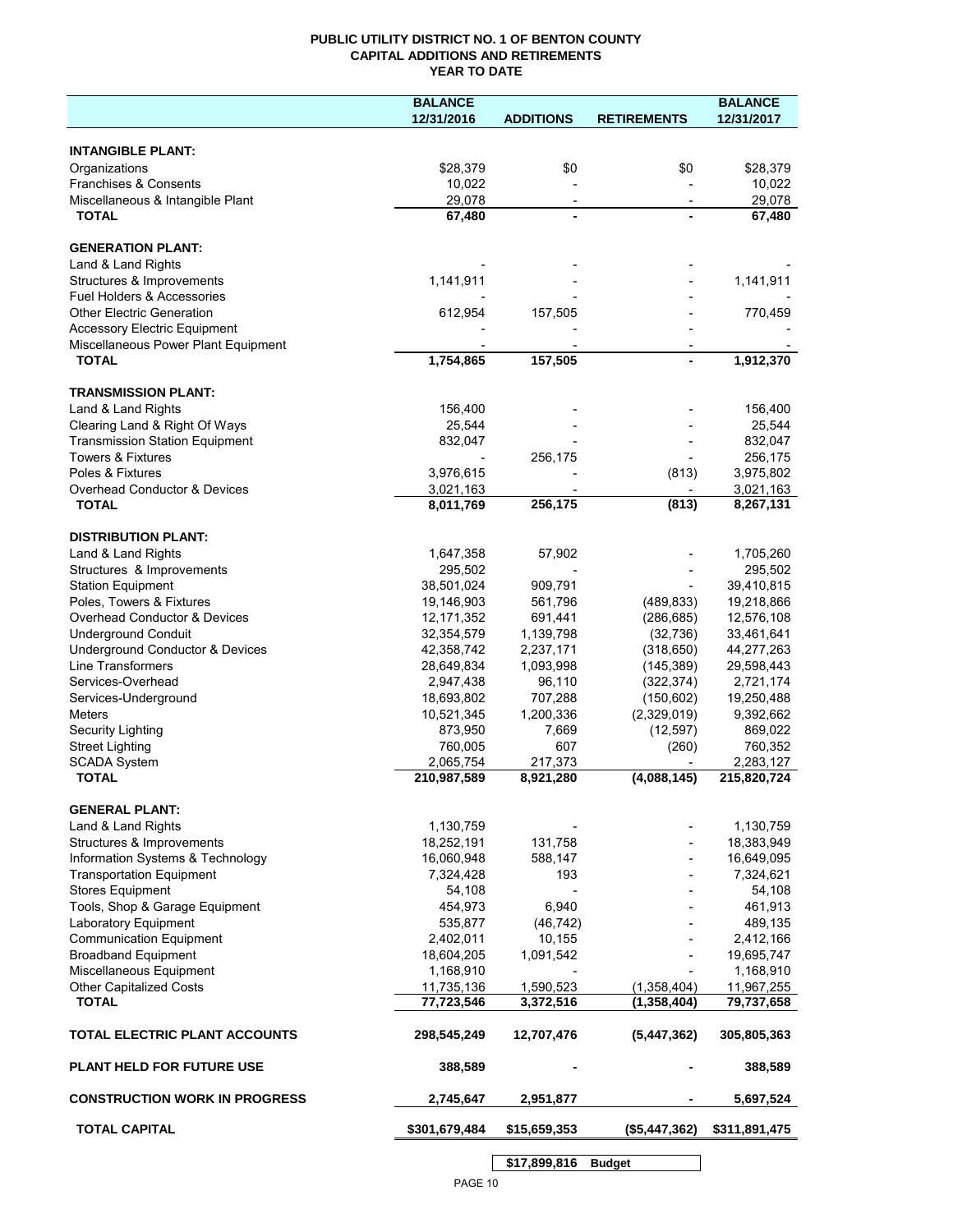# PUBLIC UTILITY DISTRICT NO. 1 OF BENTON COUNTY
## CAPITAL ADDITIONS AND RETIREMENTS
### YEAR TO DATE

| | BALANCE 12/31/2016 | ADDITIONS | RETIREMENTS | BALANCE 12/31/2017 |
|---|---|---|---|---|
| **INTANGIBLE PLANT:** | | | | |
| Organizations | $28,379 | $0 | $0 | $28,379 |
| Franchises & Consents | 10,022 | - | - | 10,022 |
| Miscellaneous & Intangible Plant | 29,078 | - | - | 29,078 |
| **TOTAL** | **67,480** | **-** | **-** | **67,480** |
| **GENERATION PLANT:** | | | | |
| Land & Land Rights | - | - | - | - |
| Structures & Improvements | 1,141,911 | - | - | 1,141,911 |
| Fuel Holders & Accessories | - | - | - | - |
| Other Electric Generation | 612,954 | 157,505 | - | 770,459 |
| Accessory Electric Equipment | - | - | - | - |
| Miscellaneous Power Plant Equipment | - | - | - | - |
| **TOTAL** | **1,754,865** | **157,505** | **-** | **1,912,370** |
| **TRANSMISSION PLANT:** | | | | |
| Land & Land Rights | 156,400 | - | - | 156,400 |
| Clearing Land & Right Of Ways | 25,544 | - | - | 25,544 |
| Transmission Station Equipment | 832,047 | - | - | 832,047 |
| Towers & Fixtures | - | 256,175 | - | 256,175 |
| Poles & Fixtures | 3,976,615 | - | (813) | 3,975,802 |
| Overhead Conductor & Devices | 3,021,163 | - | - | 3,021,163 |
| **TOTAL** | **8,011,769** | **256,175** | **(813)** | **8,267,131** |
| **DISTRIBUTION PLANT:** | | | | |
| Land & Land Rights | 1,647,358 | 57,902 | - | 1,705,260 |
| Structures & Improvements | 295,502 | - | - | 295,502 |
| Station Equipment | 38,501,024 | 909,791 | - | 39,410,815 |
| Poles, Towers & Fixtures | 19,146,903 | 561,796 | (489,833) | 19,218,866 |
| Overhead Conductor & Devices | 12,171,352 | 691,441 | (286,685) | 12,576,108 |
| Underground Conduit | 32,354,579 | 1,139,798 | (32,736) | 33,461,641 |
| Underground Conductor & Devices | 42,358,742 | 2,237,171 | (318,650) | 44,277,263 |
| Line Transformers | 28,649,834 | 1,093,998 | (145,389) | 29,598,443 |
| Services-Overhead | 2,947,438 | 96,110 | (322,374) | 2,721,174 |
| Services-Underground | 18,693,802 | 707,288 | (150,602) | 19,250,488 |
| Meters | 10,521,345 | 1,200,336 | (2,329,019) | 9,392,662 |
| Security Lighting | 873,950 | 7,669 | (12,597) | 869,022 |
| Street Lighting | 760,005 | 607 | (260) | 760,352 |
| SCADA System | 2,065,754 | 217,373 | - | 2,283,127 |
| **TOTAL** | **210,987,589** | **8,921,280** | **(4,088,145)** | **215,820,724** |
| **GENERAL PLANT:** | | | | |
| Land & Land Rights | 1,130,759 | - | - | 1,130,759 |
| Structures & Improvements | 18,252,191 | 131,758 | - | 18,383,949 |
| Information Systems & Technology | 16,060,948 | 588,147 | - | 16,649,095 |
| Transportation Equipment | 7,324,428 | 193 | - | 7,324,621 |
| Stores Equipment | 54,108 | - | - | 54,108 |
| Tools, Shop & Garage Equipment | 454,973 | 6,940 | - | 461,913 |
| Laboratory Equipment | 535,877 | (46,742) | - | 489,135 |
| Communication Equipment | 2,402,011 | 10,155 | - | 2,412,166 |
| Broadband Equipment | 18,604,205 | 1,091,542 | - | 19,695,747 |
| Miscellaneous Equipment | 1,168,910 | - | - | 1,168,910 |
| Other Capitalized Costs | 11,735,136 | 1,590,523 | (1,358,404) | 11,967,255 |
| **TOTAL** | **77,723,546** | **3,372,516** | **(1,358,404)** | **79,737,658** |
| **TOTAL ELECTRIC PLANT ACCOUNTS** | **298,545,249** | **12,707,476** | **(5,447,362)** | **305,805,363** |
| **PLANT HELD FOR FUTURE USE** | **388,589** | **-** | **-** | **388,589** |
| **CONSTRUCTION WORK IN PROGRESS** | **2,745,647** | **2,951,877** | **-** | **5,697,524** |
| **TOTAL CAPITAL** | **$301,679,484** | **$15,659,353** | **($5,447,362)** | **$311,891,475** |

| | | | | |
|---|---|---|---|---|
| | | **$17,899,816** | **Budget** | |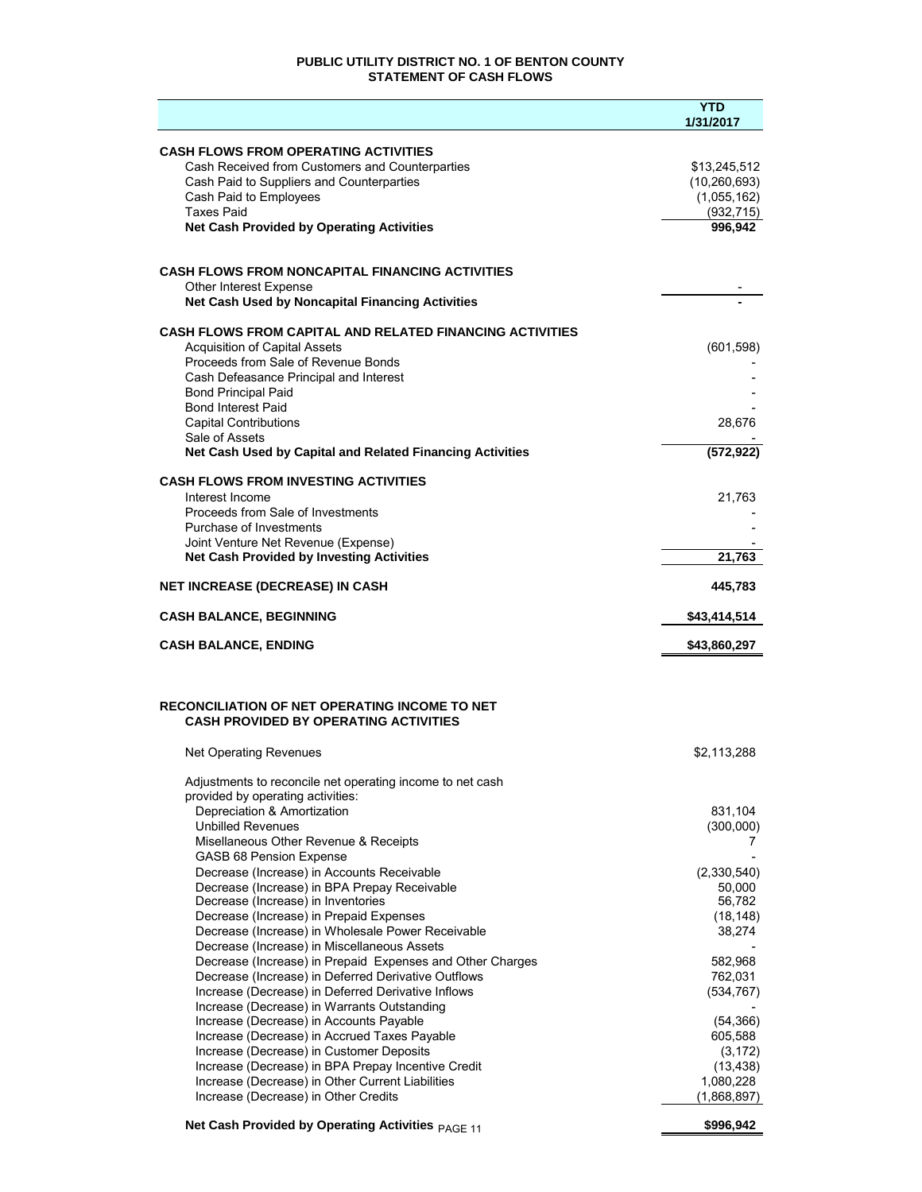# PUBLIC UTILITY DISTRICT NO. 1 OF BENTON COUNTY
## STATEMENT OF CASH FLOWS

| | YTD 1/31/2017 |
|---|---|
| **CASH FLOWS FROM OPERATING ACTIVITIES** | |
| Cash Received from Customers and Counterparties | $13,245,512 |
| Cash Paid to Suppliers and Counterparties | (10,260,693) |
| Cash Paid to Employees | (1,055,162) |
| Taxes Paid | (932,715) |
| **Net Cash Provided by Operating Activities** | **996,942** |
| | |
| **CASH FLOWS FROM NONCAPITAL FINANCING ACTIVITIES** | |
| Other Interest Expense | - |
| **Net Cash Used by Noncapital Financing Activities** | **-** |
| | |
| **CASH FLOWS FROM CAPITAL AND RELATED FINANCING ACTIVITIES** | |
| Acquisition of Capital Assets | (601,598) |
| Proceeds from Sale of Revenue Bonds | - |
| Cash Defeasance Principal and Interest | - |
| Bond Principal Paid | - |
| Bond Interest Paid | - |
| Capital Contributions | 28,676 |
| Sale of Assets | - |
| **Net Cash Used by Capital and Related Financing Activities** | **(572,922)** |
| | |
| **CASH FLOWS FROM INVESTING ACTIVITIES** | |
| Interest Income | 21,763 |
| Proceeds from Sale of Investments | - |
| Purchase of Investments | - |
| Joint Venture Net Revenue (Expense) | - |
| **Net Cash Provided by Investing Activities** | **21,763** |
| | |
| **NET INCREASE (DECREASE) IN CASH** | **445,783** |
| | |
| **CASH BALANCE, BEGINNING** | **$43,414,514** |
| | |
| **CASH BALANCE, ENDING** | **$43,860,297** |

## RECONCILIATION OF NET OPERATING INCOME TO NET CASH PROVIDED BY OPERATING ACTIVITIES

| | |
|---|---|
| Net Operating Revenues | $2,113,288 |
| Adjustments to reconcile net operating income to net cash provided by operating activities: | |
| Depreciation & Amortization | 831,104 |
| Unbilled Revenues | (300,000) |
| Misellaneous Other Revenue & Receipts | 7 |
| GASB 68 Pension Expense | - |
| Decrease (Increase) in Accounts Receivable | (2,330,540) |
| Decrease (Increase) in BPA Prepay Receivable | 50,000 |
| Decrease (Increase) in Inventories | 56,782 |
| Decrease (Increase) in Prepaid Expenses | (18,148) |
| Decrease (Increase) in Wholesale Power Receivable | 38,274 |
| Decrease (Increase) in Miscellaneous Assets | - |
| Decrease (Increase) in Prepaid Expenses and Other Charges | 582,968 |
| Decrease (Increase) in Deferred Derivative Outflows | 762,031 |
| Increase (Decrease) in Deferred Derivative Inflows | (534,767) |
| Increase (Decrease) in Warrants Outstanding | - |
| Increase (Decrease) in Accounts Payable | (54,366) |
| Increase (Decrease) in Accrued Taxes Payable | 605,588 |
| Increase (Decrease) in Customer Deposits | (3,172) |
| Increase (Decrease) in BPA Prepay Incentive Credit | (13,438) |
| Increase (Decrease) in Other Current Liabilities | 1,080,228 |
| Increase (Decrease) in Other Credits | (1,868,897) |
| **Net Cash Provided by Operating Activities** | **$996,942** |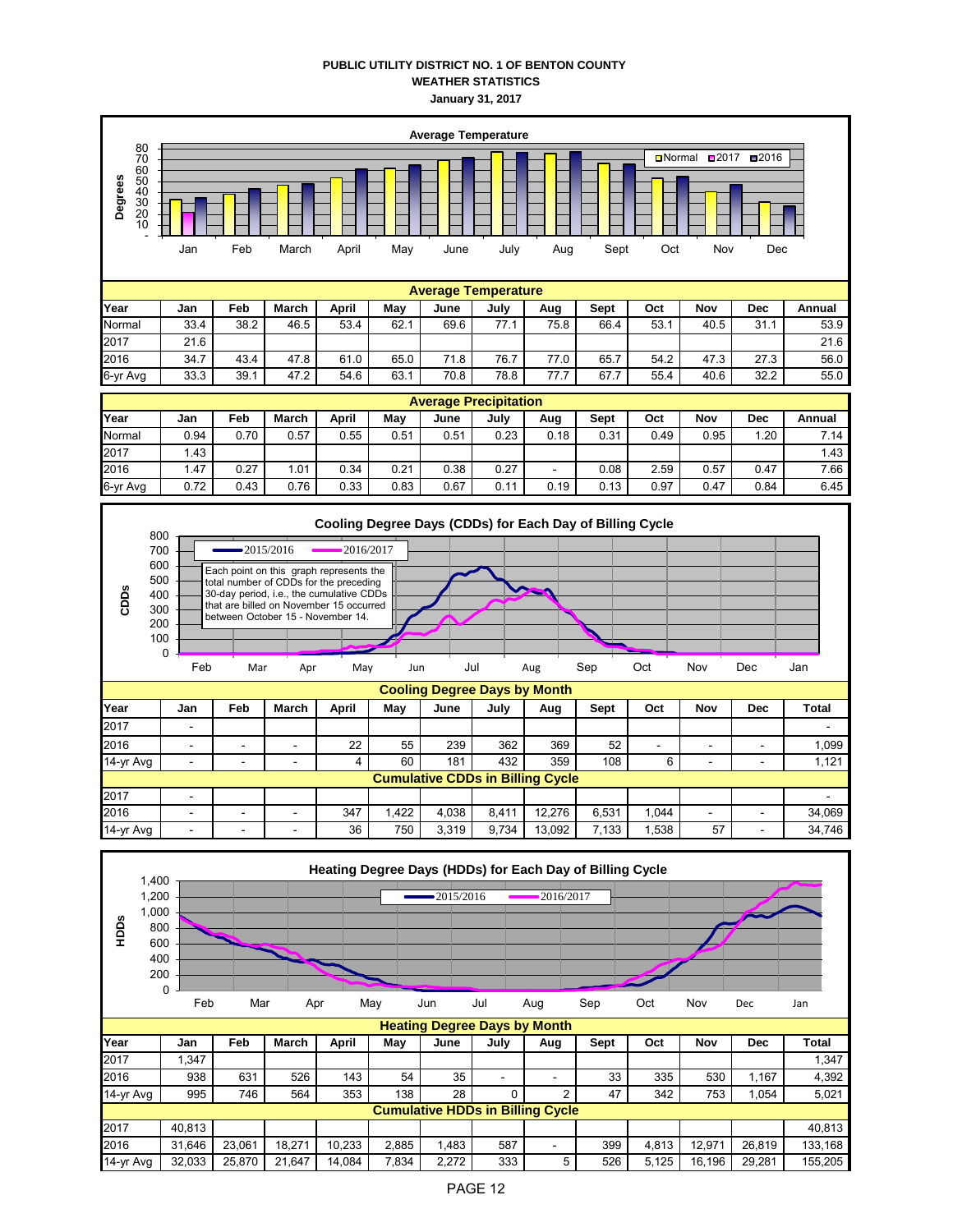**PUBLIC UTILITY DISTRICT NO. 1 OF BENTON COUNTY**
**WEATHER STATISTICS**
**January 31, 2017**

**Average Temperature**

| Year | Jan | Feb | March | April | May | June | July | Aug | Sept | Oct | Nov | Dec | Annual |
|---|---|---|---|---|---|---|---|---|---|---|---|---|---|
| Normal | 33.4 | 38.2 | 46.5 | 53.4 | 62.1 | 69.6 | 77.1 | 75.8 | 66.4 | 53.1 | 40.5 | 31.1 | 53.9 |
| 2017 | 21.6 | | | | | | | | | | | | 21.6 |
| 2016 | 34.7 | 43.4 | 47.8 | 61.0 | 65.0 | 71.8 | 76.7 | 77.0 | 65.7 | 54.2 | 47.3 | 27.3 | 56.0 |
| 6-yr Avg | 33.3 | 39.1 | 47.2 | 54.6 | 63.1 | 70.8 | 78.8 | 77.7 | 67.7 | 55.4 | 40.6 | 32.2 | 55.0 |

**Average Precipitation**

| Year | Jan | Feb | March | April | May | June | July | Aug | Sept | Oct | Nov | Dec | Annual |
|---|---|---|---|---|---|---|---|---|---|---|---|---|---|
| Normal | 0.94 | 0.70 | 0.57 | 0.55 | 0.51 | 0.51 | 0.23 | 0.18 | 0.31 | 0.49 | 0.95 | 1.20 | 7.14 |
| 2017 | 1.43 | | | | | | | | | | | | 1.43 |
| 2016 | 1.47 | 0.27 | 1.01 | 0.34 | 0.21 | 0.38 | 0.27 | - | 0.08 | 2.59 | 0.57 | 0.47 | 7.66 |
| 6-yr Avg | 0.72 | 0.43 | 0.76 | 0.33 | 0.83 | 0.67 | 0.11 | 0.19 | 0.13 | 0.97 | 0.47 | 0.84 | 6.45 |

**Cooling Degree Days (CDDs) for Each Day of Billing Cycle**

Each point on this graph represents the total number of CDDs for the preceding 30-day period, i.e., the cumulative CDDs that are billed on November 15 occurred between October 15 - November 14.

**Cooling Degree Days by Month**

| Year | Jan | Feb | March | April | May | June | July | Aug | Sept | Oct | Nov | Dec | Total |
|---|---|---|---|---|---|---|---|---|---|---|---|---|---|
| 2017 | - | | | | | | | | | | | | - |
| 2016 | - | - | - | 22 | 55 | 239 | 362 | 369 | 52 | - | - | - | 1,099 |
| 14-yr Avg | - | - | - | 4 | 60 | 181 | 432 | 359 | 108 | 6 | - | - | 1,121 |
| **Cumulative CDDs in Billing Cycle** | | | | | | | | | | | | | |
| 2017 | - | | | | | | | | | | | | - |
| 2016 | - | - | - | 347 | 1,422 | 4,038 | 8,411 | 12,276 | 6,531 | 1,044 | - | - | 34,069 |
| 14-yr Avg | - | - | - | 36 | 750 | 3,319 | 9,734 | 13,092 | 7,133 | 1,538 | 57 | - | 34,746 |

**Heating Degree Days (HDDs) for Each Day of Billing Cycle**

**Heating Degree Days by Month**

| Year | Jan | Feb | March | April | May | June | July | Aug | Sept | Oct | Nov | Dec | Total |
|---|---|---|---|---|---|---|---|---|---|---|---|---|---|
| 2017 | 1,347 | | | | | | | | | | | | 1,347 |
| 2016 | 938 | 631 | 526 | 143 | 54 | 35 | - | - | 33 | 335 | 530 | 1,167 | 4,392 |
| 14-yr Avg | 995 | 746 | 564 | 353 | 138 | 28 | 0 | 2 | 47 | 342 | 753 | 1,054 | 5,021 |
| **Cumulative HDDs in Billing Cycle** | | | | | | | | | | | | | |
| 2017 | 40,813 | | | | | | | | | | | | 40,813 |
| 2016 | 31,646 | 23,061 | 18,271 | 10,233 | 2,885 | 1,483 | 587 | - | 399 | 4,813 | 12,971 | 26,819 | 133,168 |
| 14-yr Avg | 32,033 | 25,870 | 21,647 | 14,084 | 7,834 | 2,272 | 333 | 5 | 526 | 5,125 | 16,196 | 29,281 | 155,205 |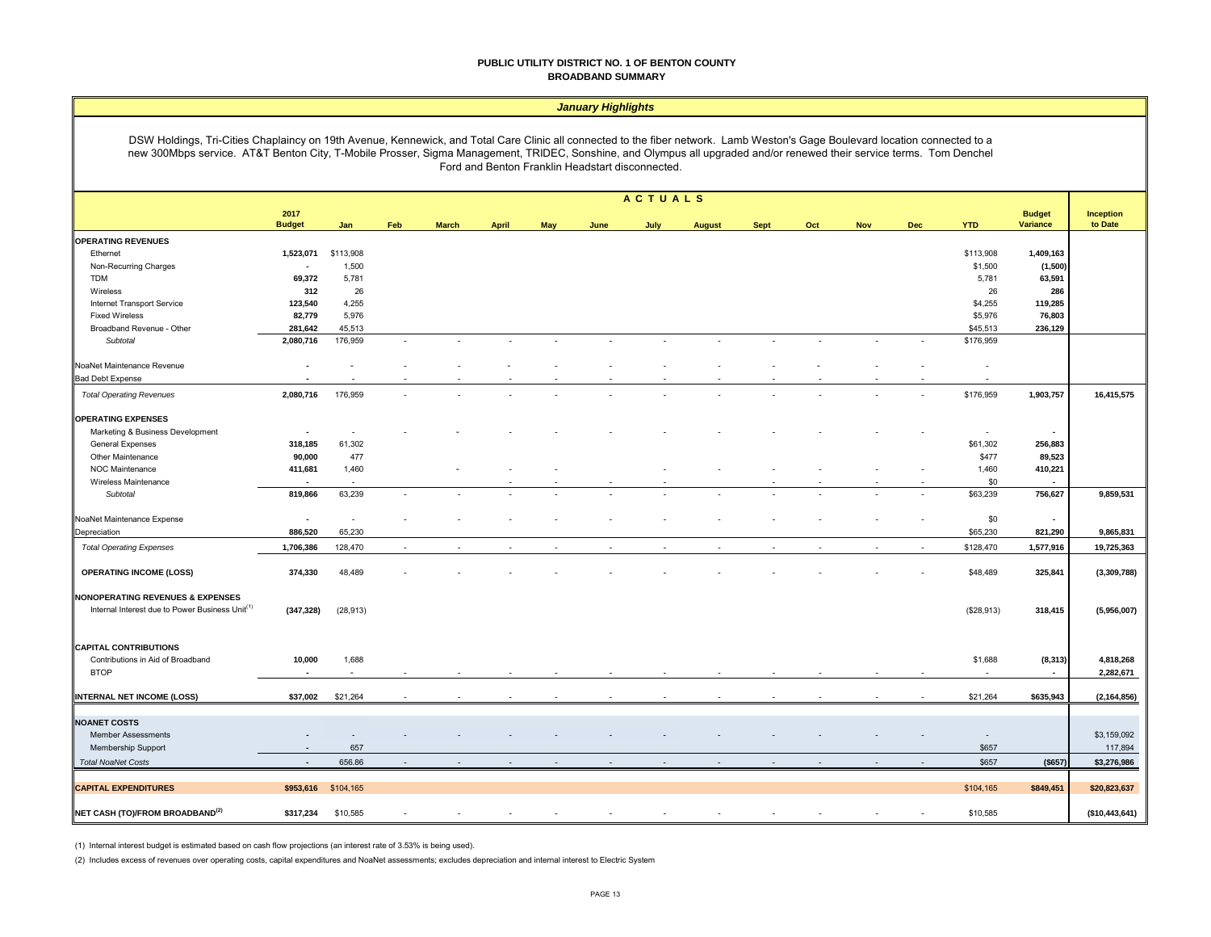**PUBLIC UTILITY DISTRICT NO. 1 OF BENTON COUNTY**
**BROADBAND SUMMARY**

***January Highlights***

DSW Holdings, Tri-Cities Chaplaincy on 19th Avenue, Kennewick, and Total Care Clinic all connected to the fiber network. Lamb Weston's Gage Boulevard location connected to a new 300Mbps service. AT&T Benton City, T-Mobile Prosser, Sigma Management, TRIDEC, Sonshine, and Olympus all upgraded and/or renewed their service terms. Tom Denchel Ford and Benton Franklin Headstart disconnected.

| | 2017 Budget | Jan | Feb | March | April | May | June | July | August | Sept | Oct | Nov | Dec | YTD | Budget Variance | Inception to Date |
|---|---|---|---|---|---|---|---|---|---|---|---|---|---|---|---|---|
| **OPERATING REVENUES** | | | | | | | | | | | | | | | | |
| Ethernet | 1,523,071 | $113,908 | | | | | | | | | | | | $113,908 | 1,409,163 | |
| Non-Recurring Charges | - | 1,500 | | | | | | | | | | | | $1,500 | (1,500) | |
| TDM | 69,372 | 5,781 | | | | | | | | | | | | 5,781 | 63,591 | |
| Wireless | 312 | 26 | | | | | | | | | | | | 26 | 286 | |
| Internet Transport Service | 123,540 | 4,255 | | | | | | | | | | | | $4,255 | 119,285 | |
| Fixed Wireless | 82,779 | 5,976 | | | | | | | | | | | | $5,976 | 76,803 | |
| Broadband Revenue - Other | 281,642 | 45,513 | | | | | | | | | | | | $45,513 | 236,129 | |
| *Subtotal* | 2,080,716 | 176,959 | - | - | - | - | - | - | - | - | - | - | - | $176,959 | | |
| NoaNet Maintenance Revenue | - | - | - | - | - | - | - | - | - | - | - | - | - | - | | |
| Bad Debt Expense | - | - | - | - | - | - | - | - | - | - | - | - | - | - | | |
| *Total Operating Revenues* | 2,080,716 | 176,959 | - | - | - | - | - | - | - | - | - | - | - | $176,959 | 1,903,757 | 16,415,575 |
| **OPERATING EXPENSES** | | | | | | | | | | | | | | | | |
| Marketing & Business Development | - | - | - | - | - | - | - | - | - | - | - | - | - | - | - | |
| General Expenses | 318,185 | 61,302 | | | | | | | | | | | | $61,302 | 256,883 | |
| Other Maintenance | 90,000 | 477 | | | | | | | | | | | | $477 | 89,523 | |
| NOC Maintenance | 411,681 | 1,460 | | - | - | - | | - | - | - | - | - | - | 1,460 | 410,221 | |
| Wireless Maintenance | - | - | | | - | - | - | - | | - | - | - | - | $0 | - | |
| *Subtotal* | 819,866 | 63,239 | - | - | - | - | - | - | - | - | - | - | - | $63,239 | 756,627 | 9,859,531 |
| NoaNet Maintenance Expense | - | - | - | - | - | - | - | - | - | - | - | - | - | $0 | - | |
| Depreciation | 886,520 | 65,230 | | | | | | | | | | | | $65,230 | 821,290 | 9,865,831 |
| *Total Operating Expenses* | 1,706,386 | 128,470 | - | - | - | - | - | - | - | - | - | - | - | $128,470 | 1,577,916 | 19,725,363 |
| **OPERATING INCOME (LOSS)** | 374,330 | 48,489 | - | - | - | - | - | - | - | - | - | - | - | $48,489 | 325,841 | (3,309,788) |
| **NONOPERATING REVENUES & EXPENSES** | | | | | | | | | | | | | | | | |
| Internal Interest due to Power Business Unit[(1)] | (347,328) | (28,913) | | | | | | | | | | | | ($28,913) | 318,415 | (5,956,007) |
| **CAPITAL CONTRIBUTIONS** | | | | | | | | | | | | | | | | |
| Contributions in Aid of Broadband | 10,000 | 1,688 | | | | | | | | | | | | $1,688 | (8,313) | 4,818,268 |
| BTOP | - | - | - | - | - | - | - | - | - | - | - | - | - | - | - | 2,282,671 |
| **INTERNAL NET INCOME (LOSS)** | $37,002 | $21,264 | - | - | - | - | - | - | - | - | - | - | - | $21,264 | $635,943 | (2,164,856) |
| **NOANET COSTS** | | | | | | | | | | | | | | | | |
| Member Assessments | - | - | - | - | - | - | - | - | - | - | - | - | - | - | | $3,159,092 |
| Membership Support | - | 657 | | | | | | | | | | | | $657 | | 117,894 |
| *Total NoaNet Costs* | - | 656.86 | - | - | - | - | - | - | - | - | - | - | - | $657 | ($657) | $3,276,986 |
| **CAPITAL EXPENDITURES** | $953,616 | $104,165 | | | | | | | | | | | | $104,165 | $849,451 | $20,823,637 |
| **NET CASH (TO)/FROM BROADBAND[(2)]** | $317,234 | $10,585 | - | - | - | - | - | - | - | - | - | - | - | $10,585 | | ($10,443,641) |

(1) Internal interest budget is estimated based on cash flow projections (an interest rate of 3.53% is being used).

(2) Includes excess of revenues over operating costs, capital expenditures and NoaNet assessments; excludes depreciation and internal interest to Electric System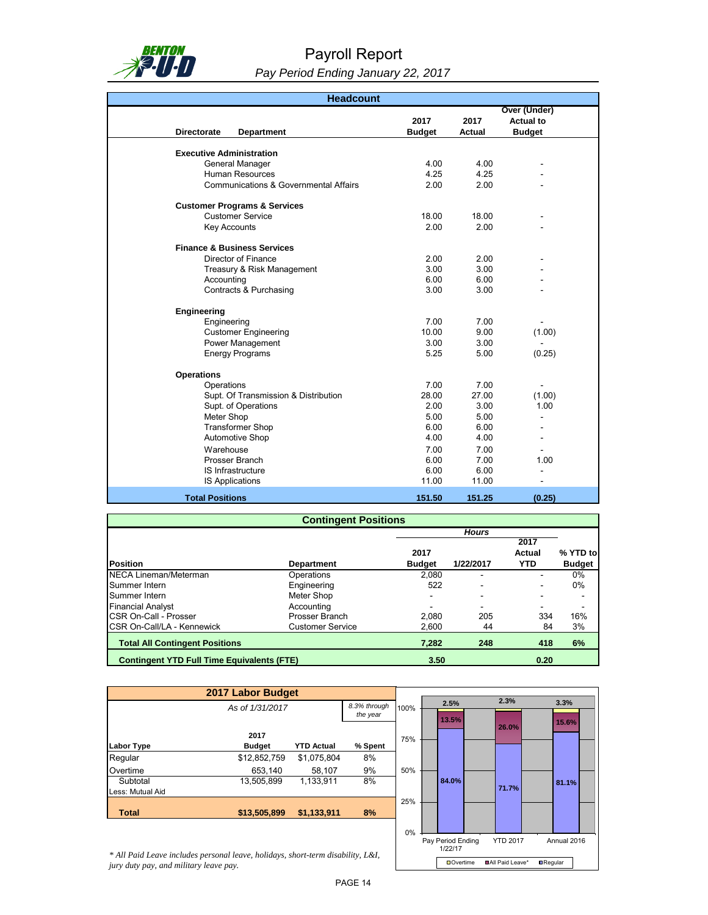# Payroll Report

*Pay Period Ending January 22, 2017*

## Headcount

| Directorate / Department | 2017 Budget | 2017 Actual | Over (Under) Actual to Budget |
|---|---|---|---|
| **Executive Administration** | | | |
| General Manager | 4.00 | 4.00 | - |
| Human Resources | 4.25 | 4.25 | - |
| Communications & Governmental Affairs | 2.00 | 2.00 | - |
| **Customer Programs & Services** | | | |
| Customer Service | 18.00 | 18.00 | - |
| Key Accounts | 2.00 | 2.00 | - |
| **Finance & Business Services** | | | |
| Director of Finance | 2.00 | 2.00 | - |
| Treasury & Risk Management | 3.00 | 3.00 | - |
| Accounting | 6.00 | 6.00 | - |
| Contracts & Purchasing | 3.00 | 3.00 | - |
| **Engineering** | | | |
| Engineering | 7.00 | 7.00 | - |
| Customer Engineering | 10.00 | 9.00 | (1.00) |
| Power Management | 3.00 | 3.00 | - |
| Energy Programs | 5.25 | 5.00 | (0.25) |
| **Operations** | | | |
| Operations | 7.00 | 7.00 | - |
| Supt. Of Transmission & Distribution | 28.00 | 27.00 | (1.00) |
| Supt. of Operations | 2.00 | 3.00 | 1.00 |
| Meter Shop | 5.00 | 5.00 | - |
| Transformer Shop | 6.00 | 6.00 | - |
| Automotive Shop | 4.00 | 4.00 | - |
| Warehouse | 7.00 | 7.00 | - |
| Prosser Branch | 6.00 | 7.00 | 1.00 |
| IS Infrastructure | 6.00 | 6.00 | - |
| IS Applications | 11.00 | 11.00 | - |
| **Total Positions** | **151.50** | **151.25** | **(0.25)** |

## Contingent Positions

| Position | Department | Hours: 2017 Budget | Hours: 1/22/2017 | Hours: 2017 Actual YTD | % YTD to Budget |
|---|---|---|---|---|---|
| NECA Lineman/Meterman | Operations | 2,080 | - | - | 0% |
| Summer Intern | Engineering | 522 | - | - | 0% |
| Summer Intern | Meter Shop | - | - | - | - |
| Financial Analyst | Accounting | - | - | - | - |
| CSR On-Call - Prosser | Prosser Branch | 2,080 | 205 | 334 | 16% |
| CSR On-Call/LA - Kennewick | Customer Service | 2,600 | 44 | 84 | 3% |
| **Total All Contingent Positions** | | **7,282** | **248** | **418** | **6%** |
| **Contingent YTD Full Time Equivalents (FTE)** | | **3.50** | | **0.20** | |

## 2017 Labor Budget

*As of 1/31/2017* — *8.3% through the year*

| Labor Type | 2017 Budget | YTD Actual | % Spent |
|---|---|---|---|
| Regular | $12,852,759 | $1,075,804 | 8% |
| Overtime | 653,140 | 58,107 | 9% |
| Subtotal | 13,505,899 | 1,133,911 | 8% |
| Less: Mutual Aid | | | |
| **Total** | **$13,505,899** | **$1,133,911** | **8%** |

100%
75%
50%
25%
0%

Pay Period Ending 1/22/17: 2.5%, 13.5%, 84.0%
YTD 2017: 2.3%, 26.0%, 71.7%
Annual 2016: 3.3%, 15.6%, 81.1%

Overtime | All Paid Leave* | Regular

*\* All Paid Leave includes personal leave, holidays, short-term disability, L&I, jury duty pay, and military leave pay.*